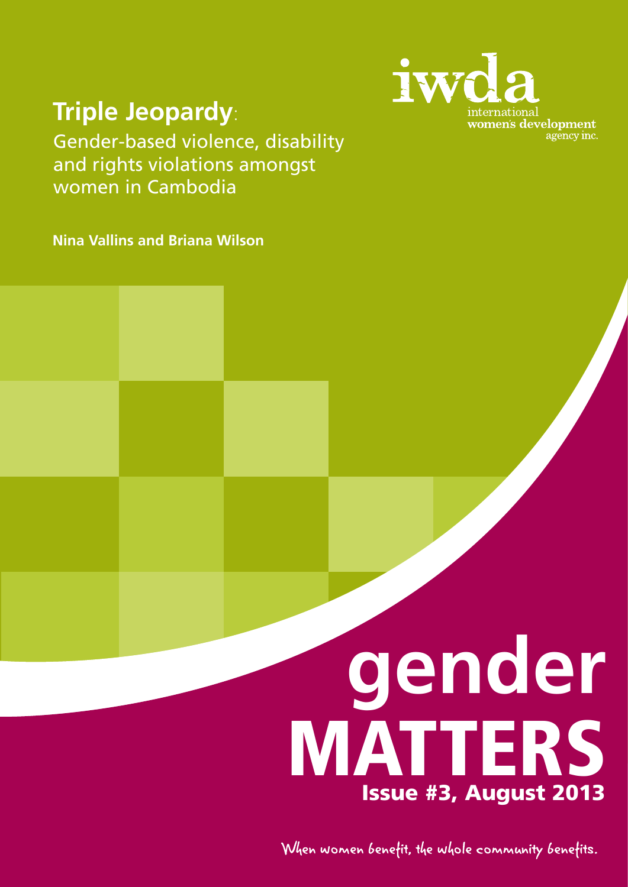# Triple Jeopardy:

Gender-based violence, disability and rights violations amongst women in Cambodia

**Nina Vallins and Briana Wilson**

iwda

international women's development agency inc.

# gender MATTERS

**Issue #3, August 2013**

When women benefit, the whole community benefits.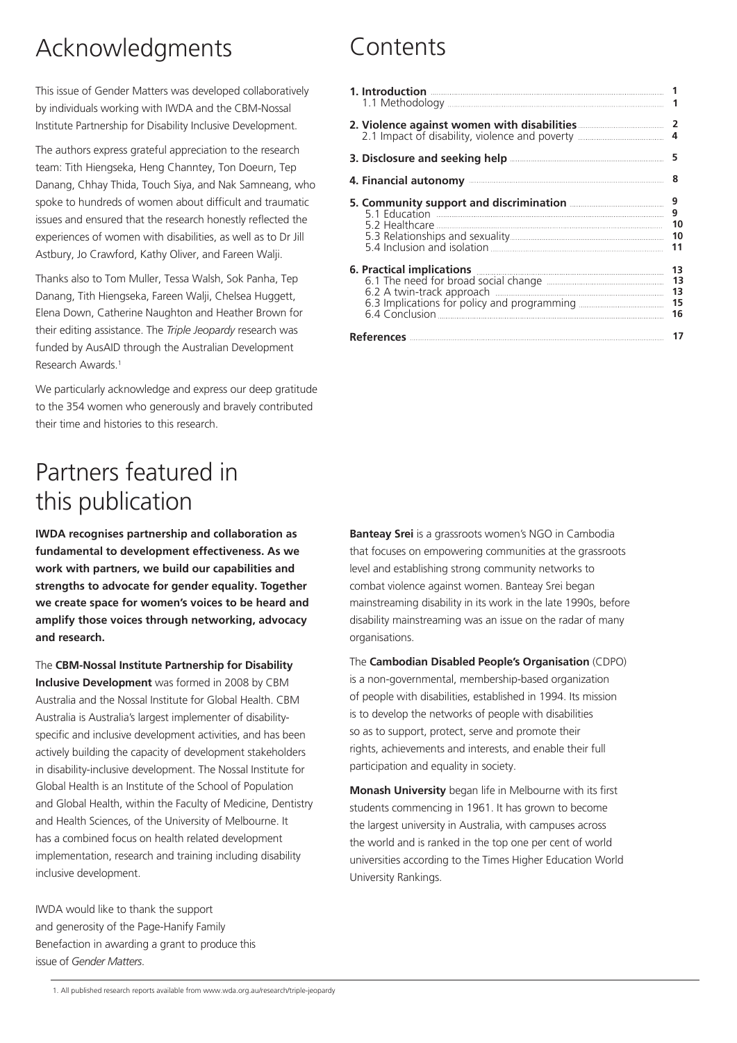# Acknowledgments

This issue of Gender Matters was developed collaboratively by individuals working with IWDA and the CBM-Nossal Institute Partnership for Disability Inclusive Development.

The authors express grateful appreciation to the research team: Tith Hiengseka, Heng Channtey, Ton Doeurn, Tep Danang, Chhay Thida, Touch Siya, and Nak Samneang, who spoke to hundreds of women about difficult and traumatic issues and ensured that the research honestly reflected the experiences of women with disabilities, as well as to Dr Jill Astbury, Jo Crawford, Kathy Oliver, and Fareen Walji.

Thanks also to Tom Muller, Tessa Walsh, Sok Panha, Tep Danang, Tith Hiengseka, Fareen Walji, Chelsea Huggett, Elena Down, Catherine Naughton and Heather Brown for their editing assistance. The *Triple Jeopardy* research was funded by AusAID through the Australian Development Research Awards.[1]

We particularly acknowledge and express our deep gratitude to the 354 women who generously and bravely contributed their time and histories to this research.

# Contents

| | |
|---|---|
| **1. Introduction** | **1** |
| 1.1 Methodology | **1** |
| **2. Violence against women with disabilities** | **2** |
| 2.1 Impact of disability, violence and poverty | **4** |
| **3. Disclosure and seeking help** | **5** |
| **4. Financial autonomy** | **8** |
| **5. Community support and discrimination** | **9** |
| 5.1 Education | **9** |
| 5.2 Healthcare | **10** |
| 5.3 Relationships and sexuality | **10** |
| 5.4 Inclusion and isolation | **11** |
| **6. Practical implications** | **13** |
| 6.1 The need for broad social change | **13** |
| 6.2 A twin-track approach | **13** |
| 6.3 Implications for policy and programming | **15** |
| 6.4 Conclusion | **16** |
| **References** | **17** |

# Partners featured in this publication

**IWDA recognises partnership and collaboration as fundamental to development effectiveness. As we work with partners, we build our capabilities and strengths to advocate for gender equality. Together we create space for women's voices to be heard and amplify those voices through networking, advocacy and research.**

The **CBM-Nossal Institute Partnership for Disability Inclusive Development** was formed in 2008 by CBM Australia and the Nossal Institute for Global Health. CBM Australia is Australia's largest implementer of disability-specific and inclusive development activities, and has been actively building the capacity of development stakeholders in disability-inclusive development. The Nossal Institute for Global Health is an Institute of the School of Population and Global Health, within the Faculty of Medicine, Dentistry and Health Sciences, of the University of Melbourne. It has a combined focus on health related development implementation, research and training including disability inclusive development.

IWDA would like to thank the support and generosity of the Page-Hanify Family Benefaction in awarding a grant to produce this issue of *Gender Matters*.

**Banteay Srei** is a grassroots women's NGO in Cambodia that focuses on empowering communities at the grassroots level and establishing strong community networks to combat violence against women. Banteay Srei began mainstreaming disability in its work in the late 1990s, before disability mainstreaming was an issue on the radar of many organisations.

The **Cambodian Disabled People's Organisation** (CDPO) is a non-governmental, membership-based organization of people with disabilities, established in 1994. Its mission is to develop the networks of people with disabilities so as to support, protect, serve and promote their rights, achievements and interests, and enable their full participation and equality in society.

**Monash University** began life in Melbourne with its first students commencing in 1961. It has grown to become the largest university in Australia, with campuses across the world and is ranked in the top one per cent of world universities according to the Times Higher Education World University Rankings.

1. All published research reports available from www.wda.org.au/research/triple-jeopardy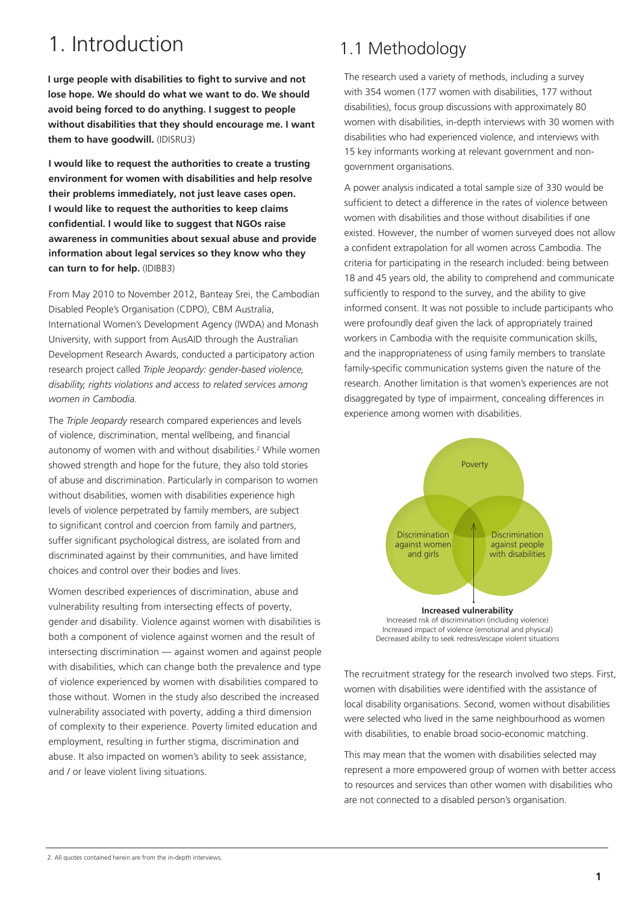# 1. Introduction

**I urge people with disabilities to fight to survive and not lose hope. We should do what we want to do. We should avoid being forced to do anything. I suggest to people without disabilities that they should encourage me. I want them to have goodwill.** (IDISRU3)

**I would like to request the authorities to create a trusting environment for women with disabilities and help resolve their problems immediately, not just leave cases open. I would like to request the authorities to keep claims confidential. I would like to suggest that NGOs raise awareness in communities about sexual abuse and provide information about legal services so they know who they can turn to for help.** (IDIBB3)

From May 2010 to November 2012, Banteay Srei, the Cambodian Disabled People's Organisation (CDPO), CBM Australia, International Women's Development Agency (IWDA) and Monash University, with support from AusAID through the Australian Development Research Awards, conducted a participatory action research project called *Triple Jeopardy: gender-based violence, disability, rights violations and access to related services among women in Cambodia.*

The *Triple Jeopardy* research compared experiences and levels of violence, discrimination, mental wellbeing, and financial autonomy of women with and without disabilities.[2] While women showed strength and hope for the future, they also told stories of abuse and discrimination. Particularly in comparison to women without disabilities, women with disabilities experience high levels of violence perpetrated by family members, are subject to significant control and coercion from family and partners, suffer significant psychological distress, are isolated from and discriminated against by their communities, and have limited choices and control over their bodies and lives.

Women described experiences of discrimination, abuse and vulnerability resulting from intersecting effects of poverty, gender and disability. Violence against women with disabilities is both a component of violence against women and the result of intersecting discrimination — against women and against people with disabilities, which can change both the prevalence and type of violence experienced by women with disabilities compared to those without. Women in the study also described the increased vulnerability associated with poverty, adding a third dimension of complexity to their experience. Poverty limited education and employment, resulting in further stigma, discrimination and abuse. It also impacted on women's ability to seek assistance, and / or leave violent living situations.

## 1.1 Methodology

The research used a variety of methods, including a survey with 354 women (177 women with disabilities, 177 without disabilities), focus group discussions with approximately 80 women with disabilities, in-depth interviews with 30 women with disabilities who had experienced violence, and interviews with 15 key informants working at relevant government and non-government organisations.

A power analysis indicated a total sample size of 330 would be sufficient to detect a difference in the rates of violence between women with disabilities and those without disabilities if one existed. However, the number of women surveyed does not allow a confident extrapolation for all women across Cambodia. The criteria for participating in the research included: being between 18 and 45 years old, the ability to comprehend and communicate sufficiently to respond to the survey, and the ability to give informed consent. It was not possible to include participants who were profoundly deaf given the lack of appropriately trained workers in Cambodia with the requisite communication skills, and the inappropriateness of using family members to translate family-specific communication systems given the nature of the research. Another limitation is that women's experiences are not disaggregated by type of impairment, concealing differences in experience among women with disabilities.

Poverty

Discrimination against women and girls

Discrimination against people with disabilities

**Increased vulnerability**
Increased risk of discrimination (including violence)
Increased impact of violence (emotional and physical)
Decreased ability to seek redress/escape violent situations

The recruitment strategy for the research involved two steps. First, women with disabilities were identified with the assistance of local disability organisations. Second, women without disabilities were selected who lived in the same neighbourhood as women with disabilities, to enable broad socio-economic matching.

This may mean that the women with disabilities selected may represent a more empowered group of women with better access to resources and services than other women with disabilities who are not connected to a disabled person's organisation.

2. All quotes contained herein are from the in-depth interviews.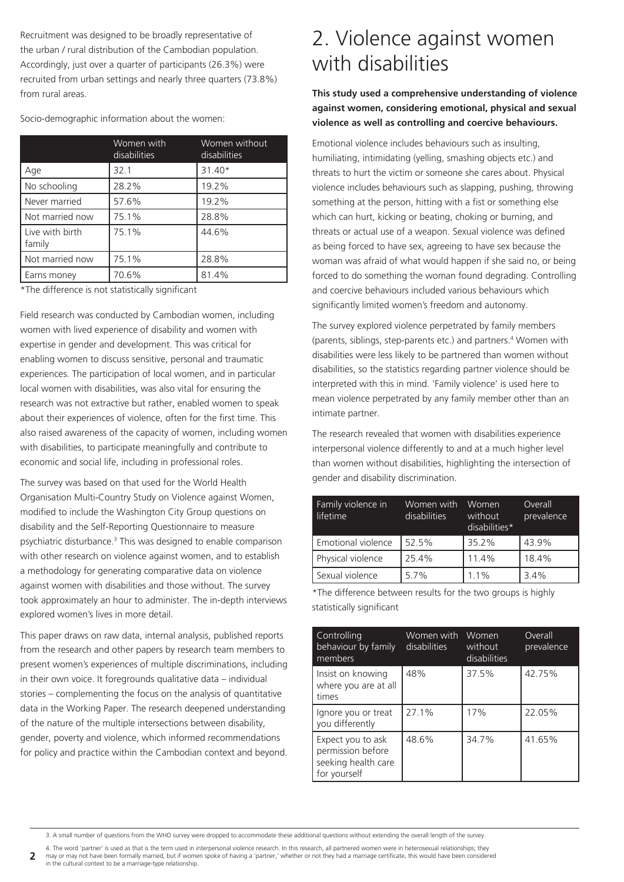Recruitment was designed to be broadly representative of the urban / rural distribution of the Cambodian population. Accordingly, just over a quarter of participants (26.3%) were recruited from urban settings and nearly three quarters (73.8%) from rural areas.

Socio-demographic information about the women:

| | Women with disabilities | Women without disabilities |
|---|---|---|
| Age | 32.1 | 31.40* |
| No schooling | 28.2% | 19.2% |
| Never married | 57.6% | 19.2% |
| Not married now | 75.1% | 28.8% |
| Live with birth family | 75.1% | 44.6% |
| Not married now | 75.1% | 28.8% |
| Earns money | 70.6% | 81.4% |

*The difference is not statistically significant

Field research was conducted by Cambodian women, including women with lived experience of disability and women with expertise in gender and development. This was critical for enabling women to discuss sensitive, personal and traumatic experiences. The participation of local women, and in particular local women with disabilities, was also vital for ensuring the research was not extractive but rather, enabled women to speak about their experiences of violence, often for the first time. This also raised awareness of the capacity of women, including women with disabilities, to participate meaningfully and contribute to economic and social life, including in professional roles.

The survey was based on that used for the World Health Organisation Multi-Country Study on Violence against Women, modified to include the Washington City Group questions on disability and the Self-Reporting Questionnaire to measure psychiatric disturbance.[3] This was designed to enable comparison with other research on violence against women, and to establish a methodology for generating comparative data on violence against women with disabilities and those without. The survey took approximately an hour to administer. The in-depth interviews explored women's lives in more detail.

This paper draws on raw data, internal analysis, published reports from the research and other papers by research team members to present women's experiences of multiple discriminations, including in their own voice. It foregrounds qualitative data – individual stories – complementing the focus on the analysis of quantitative data in the Working Paper. The research deepened understanding of the nature of the multiple intersections between disability, gender, poverty and violence, which informed recommendations for policy and practice within the Cambodian context and beyond.

# 2. Violence against women with disabilities

**This study used a comprehensive understanding of violence against women, considering emotional, physical and sexual violence as well as controlling and coercive behaviours.**

Emotional violence includes behaviours such as insulting, humiliating, intimidating (yelling, smashing objects etc.) and threats to hurt the victim or someone she cares about. Physical violence includes behaviours such as slapping, pushing, throwing something at the person, hitting with a fist or something else which can hurt, kicking or beating, choking or burning, and threats or actual use of a weapon. Sexual violence was defined as being forced to have sex, agreeing to have sex because the woman was afraid of what would happen if she said no, or being forced to do something the woman found degrading. Controlling and coercive behaviours included various behaviours which significantly limited women's freedom and autonomy.

The survey explored violence perpetrated by family members (parents, siblings, step-parents etc.) and partners.[4] Women with disabilities were less likely to be partnered than women without disabilities, so the statistics regarding partner violence should be interpreted with this in mind. 'Family violence' is used here to mean violence perpetrated by any family member other than an intimate partner.

The research revealed that women with disabilities experience interpersonal violence differently to and at a much higher level than women without disabilities, highlighting the intersection of gender and disability discrimination.

| Family violence in lifetime | Women with disabilities | Women without disabilities* | Overall prevalence |
|---|---|---|---|
| Emotional violence | 52.5% | 35.2% | 43.9% |
| Physical violence | 25.4% | 11.4% | 18.4% |
| Sexual violence | 5.7% | 1.1% | 3.4% |

*The difference between results for the two groups is highly statistically significant

| Controlling behaviour by family members | Women with disabilities | Women without disabilities | Overall prevalence |
|---|---|---|---|
| Insist on knowing where you are at all times | 48% | 37.5% | 42.75% |
| Ignore you or treat you differently | 27.1% | 17% | 22.05% |
| Expect you to ask permission before seeking health care for yourself | 48.6% | 34.7% | 41.65% |

3. A small number of questions from the WHO survey were dropped to accommodate these additional questions without extending the overall length of the survey.

4. The word 'partner' is used as that is the term used in interpersonal violence research. In this research, all partnered women were in heterosexual relationships; they may or may not have been formally married, but if women spoke of having a 'partner,' whether or not they had a marriage certificate, this would have been considered in the cultural context to be a marriage-type relationship.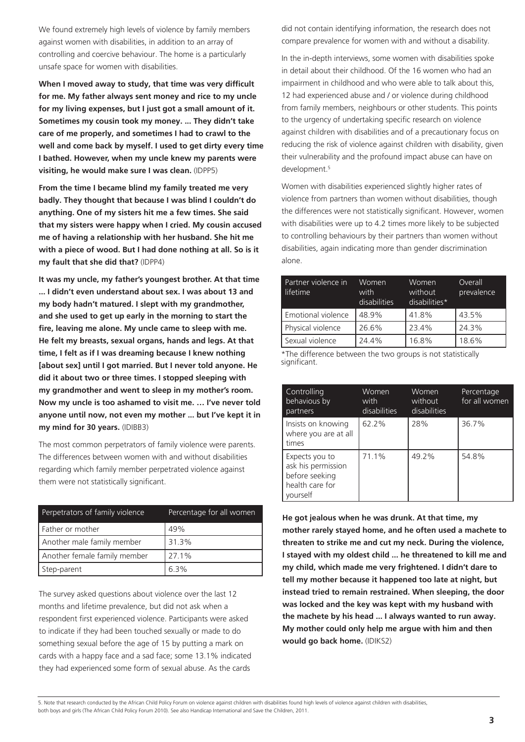We found extremely high levels of violence by family members against women with disabilities, in addition to an array of controlling and coercive behaviour. The home is a particularly unsafe space for women with disabilities.

**When I moved away to study, that time was very difficult for me. My father always sent money and rice to my uncle for my living expenses, but I just got a small amount of it. Sometimes my cousin took my money. ... They didn't take care of me properly, and sometimes I had to crawl to the well and come back by myself. I used to get dirty every time I bathed. However, when my uncle knew my parents were visiting, he would make sure I was clean.** (IDPP5)

**From the time I became blind my family treated me very badly. They thought that because I was blind I couldn't do anything. One of my sisters hit me a few times. She said that my sisters were happy when I cried. My cousin accused me of having a relationship with her husband. She hit me with a piece of wood. But I had done nothing at all. So is it my fault that she did that?** (IDPP4)

**It was my uncle, my father's youngest brother. At that time ... I didn't even understand about sex. I was about 13 and my body hadn't matured. I slept with my grandmother, and she used to get up early in the morning to start the fire, leaving me alone. My uncle came to sleep with me. He felt my breasts, sexual organs, hands and legs. At that time, I felt as if I was dreaming because I knew nothing [about sex] until I got married. But I never told anyone. He did it about two or three times. I stopped sleeping with my grandmother and went to sleep in my mother's room. Now my uncle is too ashamed to visit me. … I've never told anyone until now, not even my mother ... but I've kept it in my mind for 30 years.** (IDIBB3)

The most common perpetrators of family violence were parents. The differences between women with and without disabilities regarding which family member perpetrated violence against them were not statistically significant.

| Perpetrators of family violence | Percentage for all women |
|---|---|
| Father or mother | 49% |
| Another male family member | 31.3% |
| Another female family member | 27.1% |
| Step-parent | 6.3% |

The survey asked questions about violence over the last 12 months and lifetime prevalence, but did not ask when a respondent first experienced violence. Participants were asked to indicate if they had been touched sexually or made to do something sexual before the age of 15 by putting a mark on cards with a happy face and a sad face; some 13.1% indicated they had experienced some form of sexual abuse. As the cards did not contain identifying information, the research does not compare prevalence for women with and without a disability.

In the in-depth interviews, some women with disabilities spoke in detail about their childhood. Of the 16 women who had an impairment in childhood and who were able to talk about this, 12 had experienced abuse and / or violence during childhood from family members, neighbours or other students. This points to the urgency of undertaking specific research on violence against children with disabilities and of a precautionary focus on reducing the risk of violence against children with disability, given their vulnerability and the profound impact abuse can have on development.[5]

Women with disabilities experienced slightly higher rates of violence from partners than women without disabilities, though the differences were not statistically significant. However, women with disabilities were up to 4.2 times more likely to be subjected to controlling behaviours by their partners than women without disabilities, again indicating more than gender discrimination alone.

| Partner violence in lifetime | Women with disabilities | Women without disabilities* | Overall prevalence |
|---|---|---|---|
| Emotional violence | 48.9% | 41.8% | 43.5% |
| Physical violence | 26.6% | 23.4% | 24.3% |
| Sexual violence | 24.4% | 16.8% | 18.6% |

*The difference between the two groups is not statistically significant.

| Controlling behavious by partners | Women with disabilities | Women without disabilities | Percentage for all women |
|---|---|---|---|
| Insists on knowing where you are at all times | 62.2% | 28% | 36.7% |
| Expects you to ask his permission before seeking health care for yourself | 71.1% | 49.2% | 54.8% |

**He got jealous when he was drunk. At that time, my mother rarely stayed home, and he often used a machete to threaten to strike me and cut my neck. During the violence, I stayed with my oldest child ... he threatened to kill me and my child, which made me very frightened. I didn't dare to tell my mother because it happened too late at night, but instead tried to remain restrained. When sleeping, the door was locked and the key was kept with my husband with the machete by his head ... I always wanted to run away. My mother could only help me argue with him and then would go back home.** (IDIKS2)

5. Note that research conducted by the African Child Policy Forum on violence against children with disabilities found high levels of violence against children with disabilities, both boys and girls (The African Child Policy Forum 2010). See also Handicap International and Save the Children, 2011.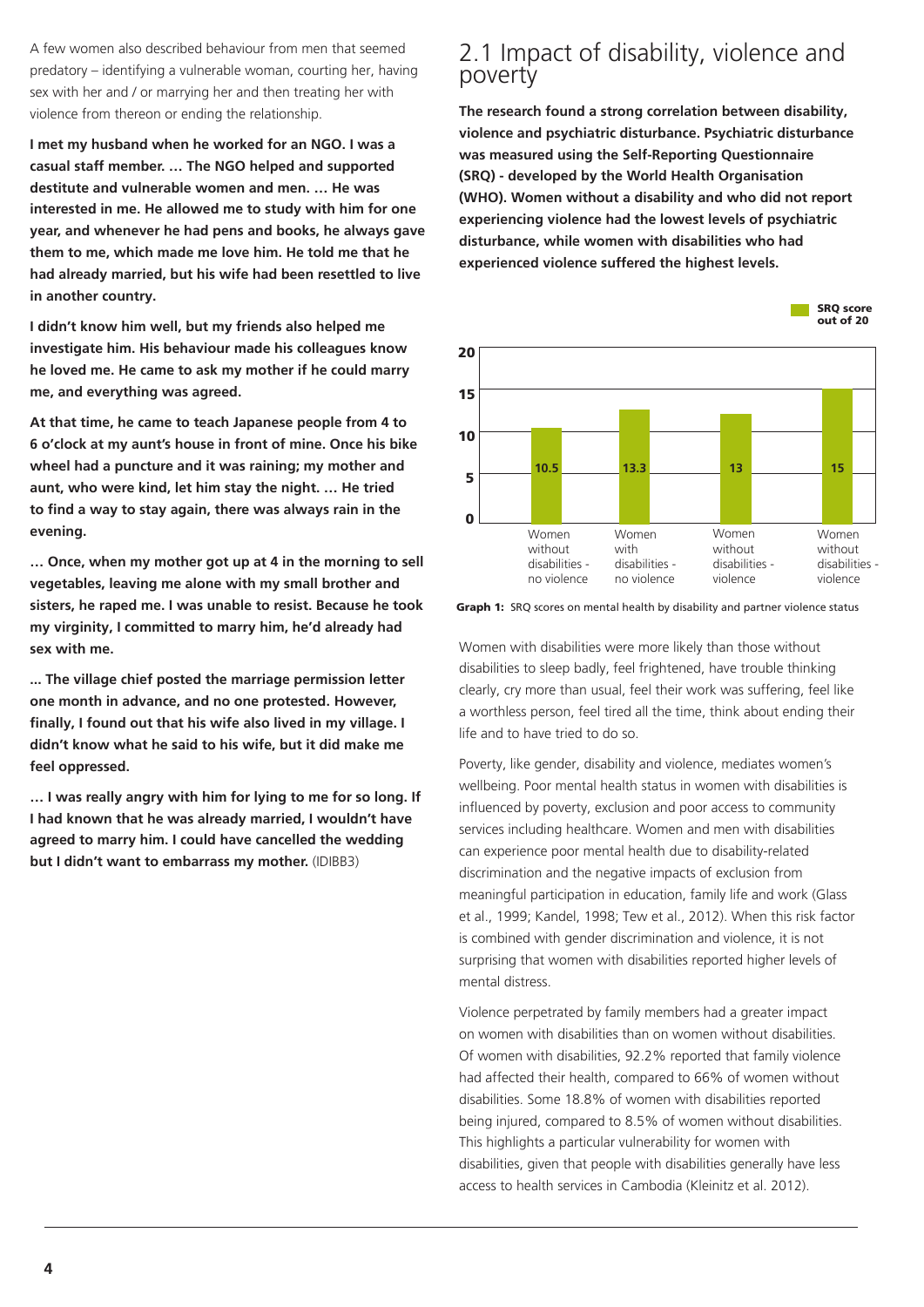A few women also described behaviour from men that seemed predatory – identifying a vulnerable woman, courting her, having sex with her and / or marrying her and then treating her with violence from thereon or ending the relationship.

**I met my husband when he worked for an NGO. I was a casual staff member. … The NGO helped and supported destitute and vulnerable women and men. … He was interested in me. He allowed me to study with him for one year, and whenever he had pens and books, he always gave them to me, which made me love him. He told me that he had already married, but his wife had been resettled to live in another country.**

**I didn't know him well, but my friends also helped me investigate him. His behaviour made his colleagues know he loved me. He came to ask my mother if he could marry me, and everything was agreed.**

**At that time, he came to teach Japanese people from 4 to 6 o'clock at my aunt's house in front of mine. Once his bike wheel had a puncture and it was raining; my mother and aunt, who were kind, let him stay the night. … He tried to find a way to stay again, there was always rain in the evening.**

**… Once, when my mother got up at 4 in the morning to sell vegetables, leaving me alone with my small brother and sisters, he raped me. I was unable to resist. Because he took my virginity, I committed to marry him, he'd already had sex with me.**

**... The village chief posted the marriage permission letter one month in advance, and no one protested. However, finally, I found out that his wife also lived in my village. I didn't know what he said to his wife, but it did make me feel oppressed.**

**… I was really angry with him for lying to me for so long. If I had known that he was already married, I wouldn't have agreed to marry him. I could have cancelled the wedding but I didn't want to embarrass my mother.** (IDIBB3)

## 2.1 Impact of disability, violence and poverty

**The research found a strong correlation between disability, violence and psychiatric disturbance. Psychiatric disturbance was measured using the Self-Reporting Questionnaire (SRQ) - developed by the World Health Organisation (WHO). Women without a disability and who did not report experiencing violence had the lowest levels of psychiatric disturbance, while women with disabilities who had experienced violence suffered the highest levels.**

| | SRQ score out of 20 |
|---|---|
| Women without disabilities - no violence | 10.5 |
| Women with disabilities - no violence | 13.3 |
| Women without disabilities - violence | 13 |
| Women without disabilities - violence | 15 |

**Graph 1:** SRQ scores on mental health by disability and partner violence status

Women with disabilities were more likely than those without disabilities to sleep badly, feel frightened, have trouble thinking clearly, cry more than usual, feel their work was suffering, feel like a worthless person, feel tired all the time, think about ending their life and to have tried to do so.

Poverty, like gender, disability and violence, mediates women's wellbeing. Poor mental health status in women with disabilities is influenced by poverty, exclusion and poor access to community services including healthcare. Women and men with disabilities can experience poor mental health due to disability-related discrimination and the negative impacts of exclusion from meaningful participation in education, family life and work (Glass et al., 1999; Kandel, 1998; Tew et al., 2012). When this risk factor is combined with gender discrimination and violence, it is not surprising that women with disabilities reported higher levels of mental distress.

Violence perpetrated by family members had a greater impact on women with disabilities than on women without disabilities. Of women with disabilities, 92.2% reported that family violence had affected their health, compared to 66% of women without disabilities. Some 18.8% of women with disabilities reported being injured, compared to 8.5% of women without disabilities. This highlights a particular vulnerability for women with disabilities, given that people with disabilities generally have less access to health services in Cambodia (Kleinitz et al. 2012).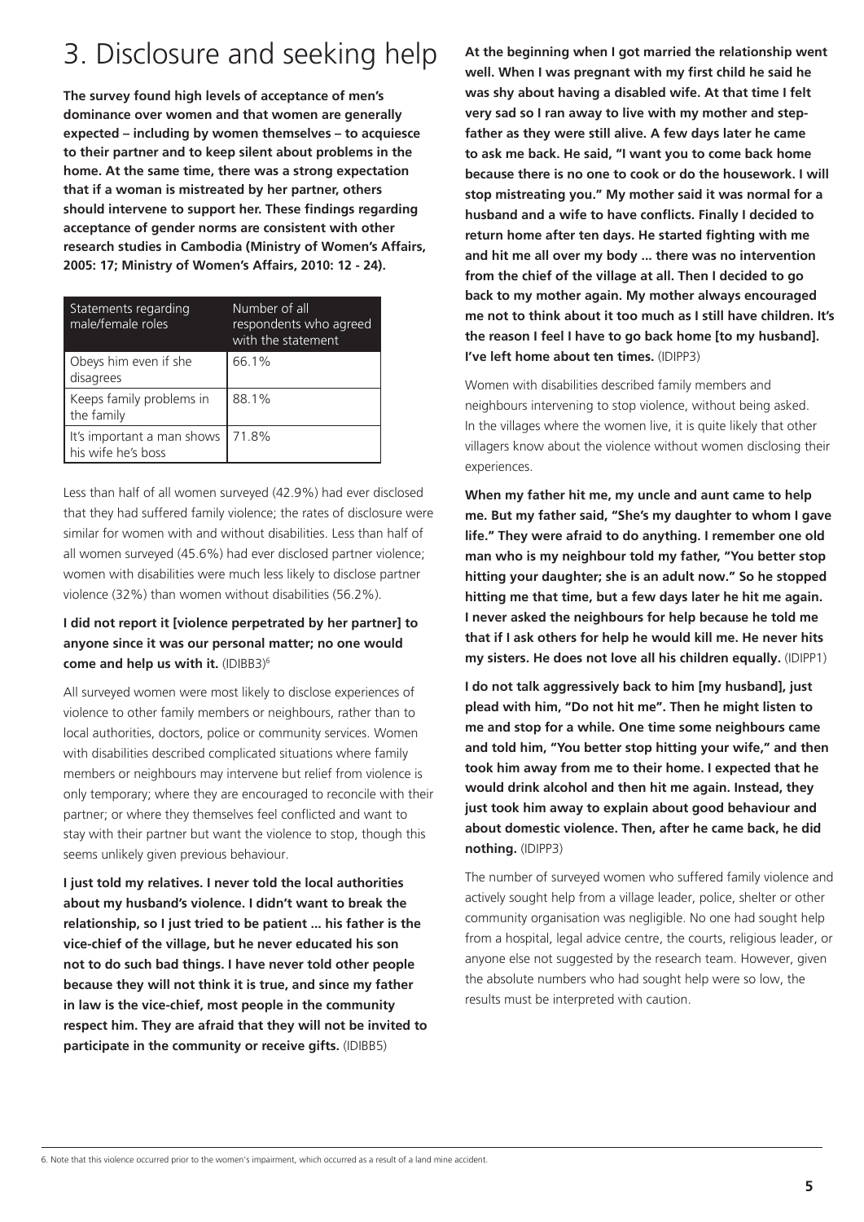# 3. Disclosure and seeking help

**The survey found high levels of acceptance of men's dominance over women and that women are generally expected – including by women themselves – to acquiesce to their partner and to keep silent about problems in the home. At the same time, there was a strong expectation that if a woman is mistreated by her partner, others should intervene to support her. These findings regarding acceptance of gender norms are consistent with other research studies in Cambodia (Ministry of Women's Affairs, 2005: 17; Ministry of Women's Affairs, 2010: 12 - 24).**

| Statements regarding male/female roles | Number of all respondents who agreed with the statement |
| --- | --- |
| Obeys him even if she disagrees | 66.1% |
| Keeps family problems in the family | 88.1% |
| It's important a man shows his wife he's boss | 71.8% |

Less than half of all women surveyed (42.9%) had ever disclosed that they had suffered family violence; the rates of disclosure were similar for women with and without disabilities. Less than half of all women surveyed (45.6%) had ever disclosed partner violence; women with disabilities were much less likely to disclose partner violence (32%) than women without disabilities (56.2%).

**I did not report it [violence perpetrated by her partner] to anyone since it was our personal matter; no one would come and help us with it.** (IDIBB3)[6]

All surveyed women were most likely to disclose experiences of violence to other family members or neighbours, rather than to local authorities, doctors, police or community services. Women with disabilities described complicated situations where family members or neighbours may intervene but relief from violence is only temporary; where they are encouraged to reconcile with their partner; or where they themselves feel conflicted and want to stay with their partner but want the violence to stop, though this seems unlikely given previous behaviour.

**I just told my relatives. I never told the local authorities about my husband's violence. I didn't want to break the relationship, so I just tried to be patient ... his father is the vice-chief of the village, but he never educated his son not to do such bad things. I have never told other people because they will not think it is true, and since my father in law is the vice-chief, most people in the community respect him. They are afraid that they will not be invited to participate in the community or receive gifts.** (IDIBB5)

**At the beginning when I got married the relationship went well. When I was pregnant with my first child he said he was shy about having a disabled wife. At that time I felt very sad so I ran away to live with my mother and step-father as they were still alive. A few days later he came to ask me back. He said, "I want you to come back home because there is no one to cook or do the housework. I will stop mistreating you." My mother said it was normal for a husband and a wife to have conflicts. Finally I decided to return home after ten days. He started fighting with me and hit me all over my body ... there was no intervention from the chief of the village at all. Then I decided to go back to my mother again. My mother always encouraged me not to think about it too much as I still have children. It's the reason I feel I have to go back home [to my husband]. I've left home about ten times.** (IDIPP3)

Women with disabilities described family members and neighbours intervening to stop violence, without being asked. In the villages where the women live, it is quite likely that other villagers know about the violence without women disclosing their experiences.

**When my father hit me, my uncle and aunt came to help me. But my father said, "She's my daughter to whom I gave life." They were afraid to do anything. I remember one old man who is my neighbour told my father, "You better stop hitting your daughter; she is an adult now." So he stopped hitting me that time, but a few days later he hit me again. I never asked the neighbours for help because he told me that if I ask others for help he would kill me. He never hits my sisters. He does not love all his children equally.** (IDIPP1)

**I do not talk aggressively back to him [my husband], just plead with him, "Do not hit me". Then he might listen to me and stop for a while. One time some neighbours came and told him, "You better stop hitting your wife," and then took him away from me to their home. I expected that he would drink alcohol and then hit me again. Instead, they just took him away to explain about good behaviour and about domestic violence. Then, after he came back, he did nothing.** (IDIPP3)

The number of surveyed women who suffered family violence and actively sought help from a village leader, police, shelter or other community organisation was negligible. No one had sought help from a hospital, legal advice centre, the courts, religious leader, or anyone else not suggested by the research team. However, given the absolute numbers who had sought help were so low, the results must be interpreted with caution.

6. Note that this violence occurred prior to the women's impairment, which occurred as a result of a land mine accident.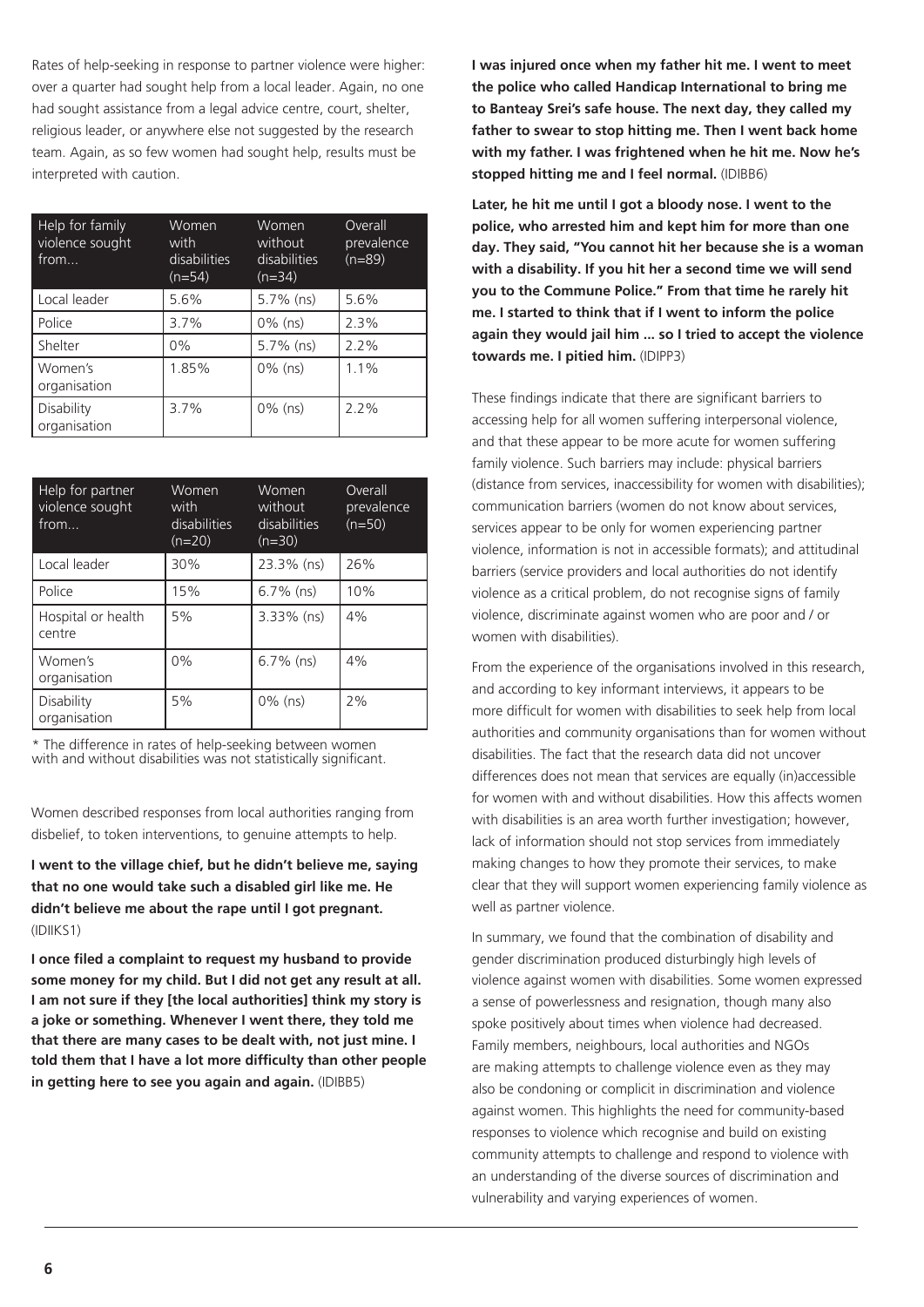Rates of help-seeking in response to partner violence were higher: over a quarter had sought help from a local leader. Again, no one had sought assistance from a legal advice centre, court, shelter, religious leader, or anywhere else not suggested by the research team. Again, as so few women had sought help, results must be interpreted with caution.

| Help for family violence sought from... | Women with disabilities (n=54) | Women without disabilities (n=34) | Overall prevalence (n=89) |
|---|---|---|---|
| Local leader | 5.6% | 5.7% (ns) | 5.6% |
| Police | 3.7% | 0% (ns) | 2.3% |
| Shelter | 0% | 5.7% (ns) | 2.2% |
| Women's organisation | 1.85% | 0% (ns) | 1.1% |
| Disability organisation | 3.7% | 0% (ns) | 2.2% |

| Help for partner violence sought from... | Women with disabilities (n=20) | Women without disabilities (n=30) | Overall prevalence (n=50) |
|---|---|---|---|
| Local leader | 30% | 23.3% (ns) | 26% |
| Police | 15% | 6.7% (ns) | 10% |
| Hospital or health centre | 5% | 3.33% (ns) | 4% |
| Women's organisation | 0% | 6.7% (ns) | 4% |
| Disability organisation | 5% | 0% (ns) | 2% |

* The difference in rates of help-seeking between women with and without disabilities was not statistically significant.

Women described responses from local authorities ranging from disbelief, to token interventions, to genuine attempts to help.

**I went to the village chief, but he didn't believe me, saying that no one would take such a disabled girl like me. He didn't believe me about the rape until I got pregnant.** (IDIIKS1)

**I once filed a complaint to request my husband to provide some money for my child. But I did not get any result at all. I am not sure if they [the local authorities] think my story is a joke or something. Whenever I went there, they told me that there are many cases to be dealt with, not just mine. I told them that I have a lot more difficulty than other people in getting here to see you again and again.** (IDIBB5)

**I was injured once when my father hit me. I went to meet the police who called Handicap International to bring me to Banteay Srei's safe house. The next day, they called my father to swear to stop hitting me. Then I went back home with my father. I was frightened when he hit me. Now he's stopped hitting me and I feel normal.** (IDIBB6)

**Later, he hit me until I got a bloody nose. I went to the police, who arrested him and kept him for more than one day. They said, "You cannot hit her because she is a woman with a disability. If you hit her a second time we will send you to the Commune Police." From that time he rarely hit me. I started to think that if I went to inform the police again they would jail him ... so I tried to accept the violence towards me. I pitied him.** (IDIPP3)

These findings indicate that there are significant barriers to accessing help for all women suffering interpersonal violence, and that these appear to be more acute for women suffering family violence. Such barriers may include: physical barriers (distance from services, inaccessibility for women with disabilities); communication barriers (women do not know about services, services appear to be only for women experiencing partner violence, information is not in accessible formats); and attitudinal barriers (service providers and local authorities do not identify violence as a critical problem, do not recognise signs of family violence, discriminate against women who are poor and / or women with disabilities).

From the experience of the organisations involved in this research, and according to key informant interviews, it appears to be more difficult for women with disabilities to seek help from local authorities and community organisations than for women without disabilities. The fact that the research data did not uncover differences does not mean that services are equally (in)accessible for women with and without disabilities. How this affects women with disabilities is an area worth further investigation; however, lack of information should not stop services from immediately making changes to how they promote their services, to make clear that they will support women experiencing family violence as well as partner violence.

In summary, we found that the combination of disability and gender discrimination produced disturbingly high levels of violence against women with disabilities. Some women expressed a sense of powerlessness and resignation, though many also spoke positively about times when violence had decreased. Family members, neighbours, local authorities and NGOs are making attempts to challenge violence even as they may also be condoning or complicit in discrimination and violence against women. This highlights the need for community-based responses to violence which recognise and build on existing community attempts to challenge and respond to violence with an understanding of the diverse sources of discrimination and vulnerability and varying experiences of women.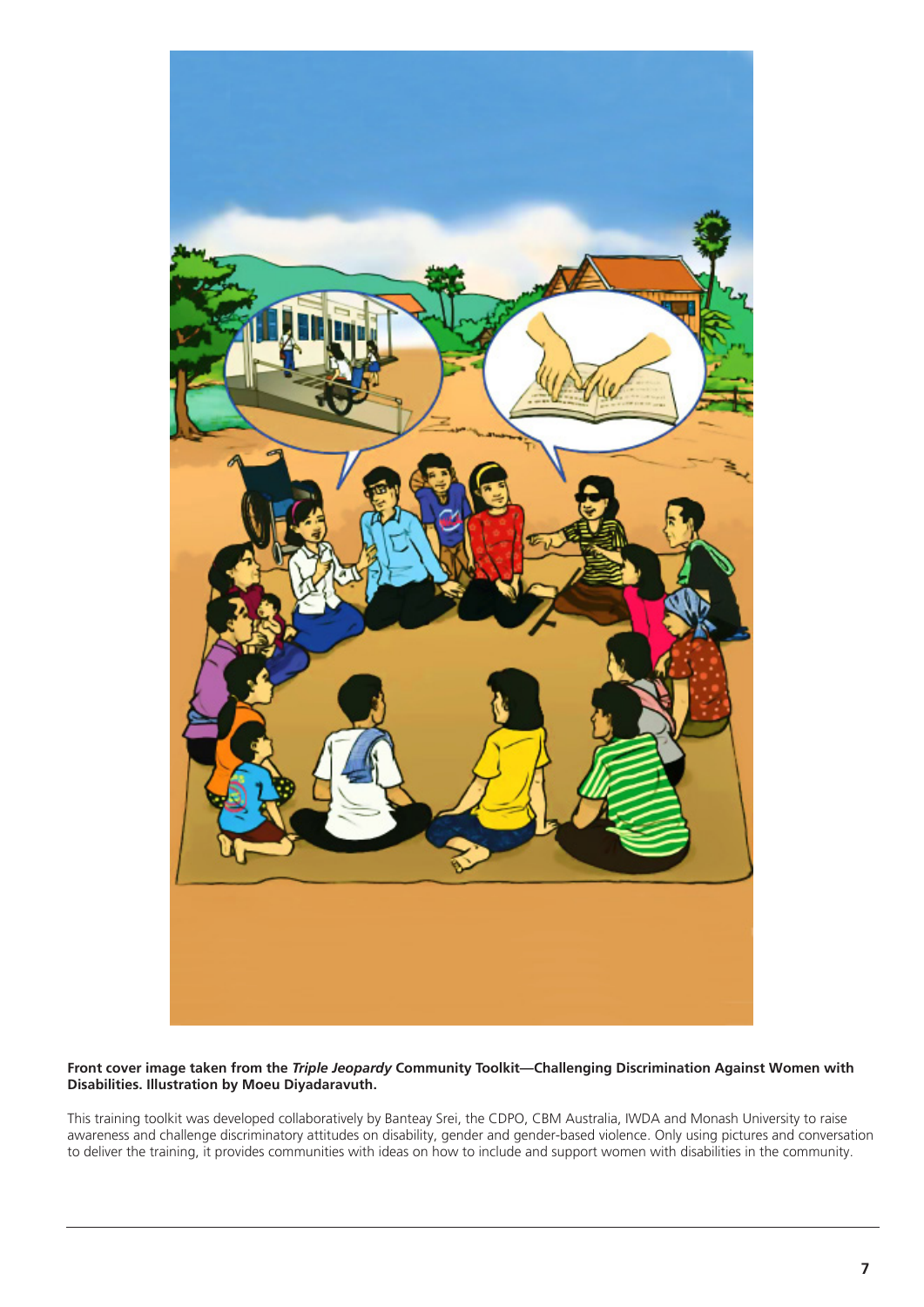**Front cover image taken from the *Triple Jeopardy* Community Toolkit—Challenging Discrimination Against Women with Disabilities. Illustration by Moeu Diyadaravuth.**

This training toolkit was developed collaboratively by Banteay Srei, the CDPO, CBM Australia, IWDA and Monash University to raise awareness and challenge discriminatory attitudes on disability, gender and gender-based violence. Only using pictures and conversation to deliver the training, it provides communities with ideas on how to include and support women with disabilities in the community.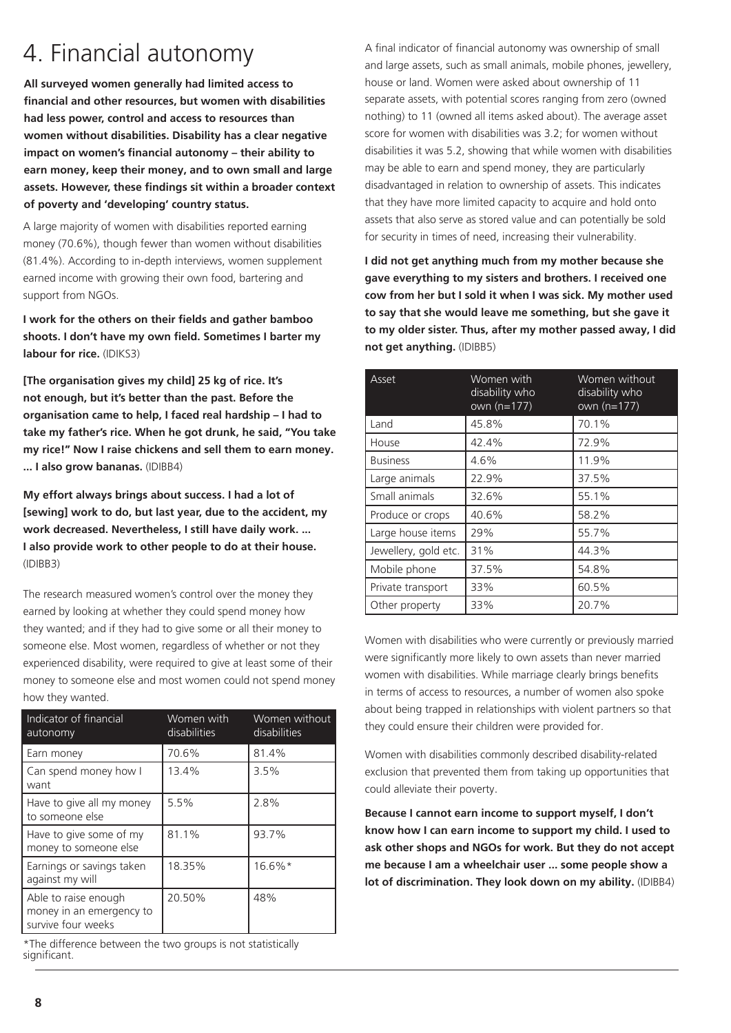# 4. Financial autonomy

**All surveyed women generally had limited access to financial and other resources, but women with disabilities had less power, control and access to resources than women without disabilities. Disability has a clear negative impact on women's financial autonomy – their ability to earn money, keep their money, and to own small and large assets. However, these findings sit within a broader context of poverty and 'developing' country status.**

A large majority of women with disabilities reported earning money (70.6%), though fewer than women without disabilities (81.4%). According to in-depth interviews, women supplement earned income with growing their own food, bartering and support from NGOs.

**I work for the others on their fields and gather bamboo shoots. I don't have my own field. Sometimes I barter my labour for rice.** (IDIKS3)

**[The organisation gives my child] 25 kg of rice. It's not enough, but it's better than the past. Before the organisation came to help, I faced real hardship – I had to take my father's rice. When he got drunk, he said, "You take my rice!" Now I raise chickens and sell them to earn money. ... I also grow bananas.** (IDIBB4)

**My effort always brings about success. I had a lot of [sewing] work to do, but last year, due to the accident, my work decreased. Nevertheless, I still have daily work. ... I also provide work to other people to do at their house.** (IDIBB3)

The research measured women's control over the money they earned by looking at whether they could spend money how they wanted; and if they had to give some or all their money to someone else. Most women, regardless of whether or not they experienced disability, were required to give at least some of their money to someone else and most women could not spend money how they wanted.

| Indicator of financial autonomy | Women with disabilities | Women without disabilities |
|---|---|---|
| Earn money | 70.6% | 81.4% |
| Can spend money how I want | 13.4% | 3.5% |
| Have to give all my money to someone else | 5.5% | 2.8% |
| Have to give some of my money to someone else | 81.1% | 93.7% |
| Earnings or savings taken against my will | 18.35% | 16.6%* |
| Able to raise enough money in an emergency to survive four weeks | 20.50% | 48% |

*The difference between the two groups is not statistically significant.

A final indicator of financial autonomy was ownership of small and large assets, such as small animals, mobile phones, jewellery, house or land. Women were asked about ownership of 11 separate assets, with potential scores ranging from zero (owned nothing) to 11 (owned all items asked about). The average asset score for women with disabilities was 3.2; for women without disabilities it was 5.2, showing that while women with disabilities may be able to earn and spend money, they are particularly disadvantaged in relation to ownership of assets. This indicates that they have more limited capacity to acquire and hold onto assets that also serve as stored value and can potentially be sold for security in times of need, increasing their vulnerability.

**I did not get anything much from my mother because she gave everything to my sisters and brothers. I received one cow from her but I sold it when I was sick. My mother used to say that she would leave me something, but she gave it to my older sister. Thus, after my mother passed away, I did not get anything.** (IDIBB5)

| Asset | Women with disability who own (n=177) | Women without disability who own (n=177) |
|---|---|---|
| Land | 45.8% | 70.1% |
| House | 42.4% | 72.9% |
| Business | 4.6% | 11.9% |
| Large animals | 22.9% | 37.5% |
| Small animals | 32.6% | 55.1% |
| Produce or crops | 40.6% | 58.2% |
| Large house items | 29% | 55.7% |
| Jewellery, gold etc. | 31% | 44.3% |
| Mobile phone | 37.5% | 54.8% |
| Private transport | 33% | 60.5% |
| Other property | 33% | 20.7% |

Women with disabilities who were currently or previously married were significantly more likely to own assets than never married women with disabilities. While marriage clearly brings benefits in terms of access to resources, a number of women also spoke about being trapped in relationships with violent partners so that they could ensure their children were provided for.

Women with disabilities commonly described disability-related exclusion that prevented them from taking up opportunities that could alleviate their poverty.

**Because I cannot earn income to support myself, I don't know how I can earn income to support my child. I used to ask other shops and NGOs for work. But they do not accept me because I am a wheelchair user ... some people show a lot of discrimination. They look down on my ability.** (IDIBB4)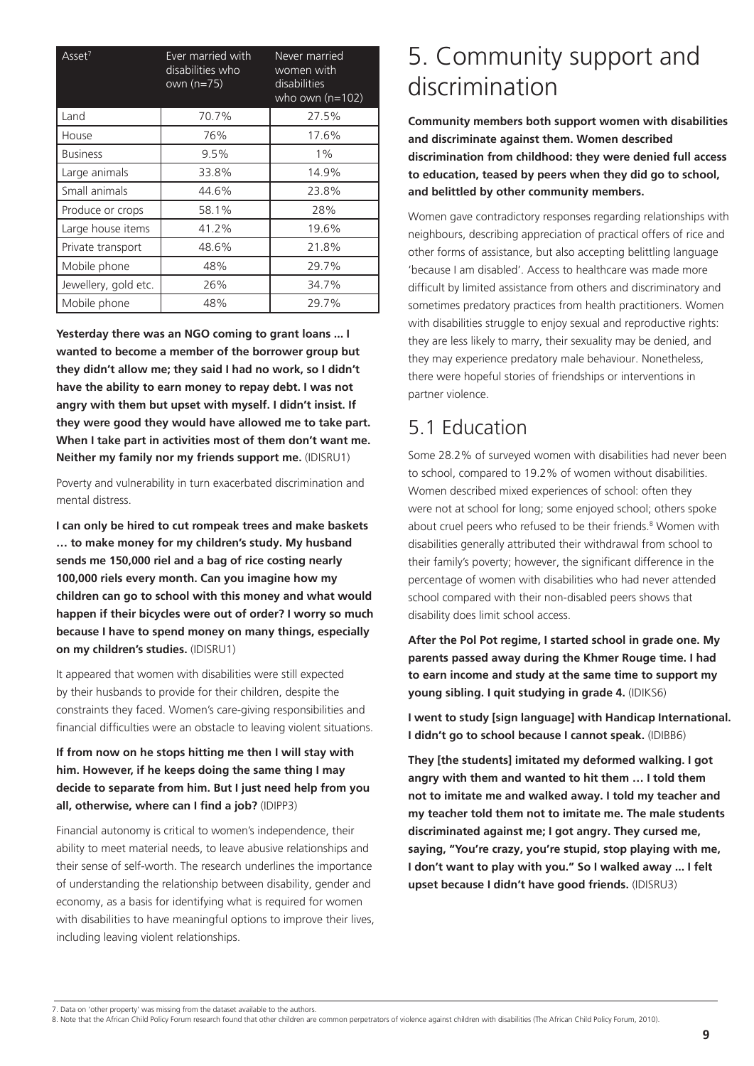| Asset[7] | Ever married with disabilities who own (n=75) | Never married women with disabilities who own (n=102) |
|---|---|---|
| Land | 70.7% | 27.5% |
| House | 76% | 17.6% |
| Business | 9.5% | 1% |
| Large animals | 33.8% | 14.9% |
| Small animals | 44.6% | 23.8% |
| Produce or crops | 58.1% | 28% |
| Large house items | 41.2% | 19.6% |
| Private transport | 48.6% | 21.8% |
| Mobile phone | 48% | 29.7% |
| Jewellery, gold etc. | 26% | 34.7% |
| Mobile phone | 48% | 29.7% |

**Yesterday there was an NGO coming to grant loans ... I wanted to become a member of the borrower group but they didn't allow me; they said I had no work, so I didn't have the ability to earn money to repay debt. I was not angry with them but upset with myself. I didn't insist. If they were good they would have allowed me to take part. When I take part in activities most of them don't want me. Neither my family nor my friends support me.** (IDISRU1)

Poverty and vulnerability in turn exacerbated discrimination and mental distress.

**I can only be hired to cut rompeak trees and make baskets … to make money for my children's study. My husband sends me 150,000 riel and a bag of rice costing nearly 100,000 riels every month. Can you imagine how my children can go to school with this money and what would happen if their bicycles were out of order? I worry so much because I have to spend money on many things, especially on my children's studies.** (IDISRU1)

It appeared that women with disabilities were still expected by their husbands to provide for their children, despite the constraints they faced. Women's care-giving responsibilities and financial difficulties were an obstacle to leaving violent situations.

**If from now on he stops hitting me then I will stay with him. However, if he keeps doing the same thing I may decide to separate from him. But I just need help from you all, otherwise, where can I find a job?** (IDIPP3)

Financial autonomy is critical to women's independence, their ability to meet material needs, to leave abusive relationships and their sense of self-worth. The research underlines the importance of understanding the relationship between disability, gender and economy, as a basis for identifying what is required for women with disabilities to have meaningful options to improve their lives, including leaving violent relationships.

# 5. Community support and discrimination

**Community members both support women with disabilities and discriminate against them. Women described discrimination from childhood: they were denied full access to education, teased by peers when they did go to school, and belittled by other community members.**

Women gave contradictory responses regarding relationships with neighbours, describing appreciation of practical offers of rice and other forms of assistance, but also accepting belittling language 'because I am disabled'. Access to healthcare was made more difficult by limited assistance from others and discriminatory and sometimes predatory practices from health practitioners. Women with disabilities struggle to enjoy sexual and reproductive rights: they are less likely to marry, their sexuality may be denied, and they may experience predatory male behaviour. Nonetheless, there were hopeful stories of friendships or interventions in partner violence.

## 5.1 Education

Some 28.2% of surveyed women with disabilities had never been to school, compared to 19.2% of women without disabilities. Women described mixed experiences of school: often they were not at school for long; some enjoyed school; others spoke about cruel peers who refused to be their friends.[8] Women with disabilities generally attributed their withdrawal from school to their family's poverty; however, the significant difference in the percentage of women with disabilities who had never attended school compared with their non-disabled peers shows that disability does limit school access.

**After the Pol Pot regime, I started school in grade one. My parents passed away during the Khmer Rouge time. I had to earn income and study at the same time to support my young sibling. I quit studying in grade 4.** (IDIKS6)

**I went to study [sign language] with Handicap International. I didn't go to school because I cannot speak.** (IDIBB6)

**They [the students] imitated my deformed walking. I got angry with them and wanted to hit them … I told them not to imitate me and walked away. I told my teacher and my teacher told them not to imitate me. The male students discriminated against me; I got angry. They cursed me, saying, "You're crazy, you're stupid, stop playing with me, I don't want to play with you." So I walked away ... I felt upset because I didn't have good friends.** (IDISRU3)

7. Data on 'other property' was missing from the dataset available to the authors.

8. Note that the African Child Policy Forum research found that other children are common perpetrators of violence against children with disabilities (The African Child Policy Forum, 2010).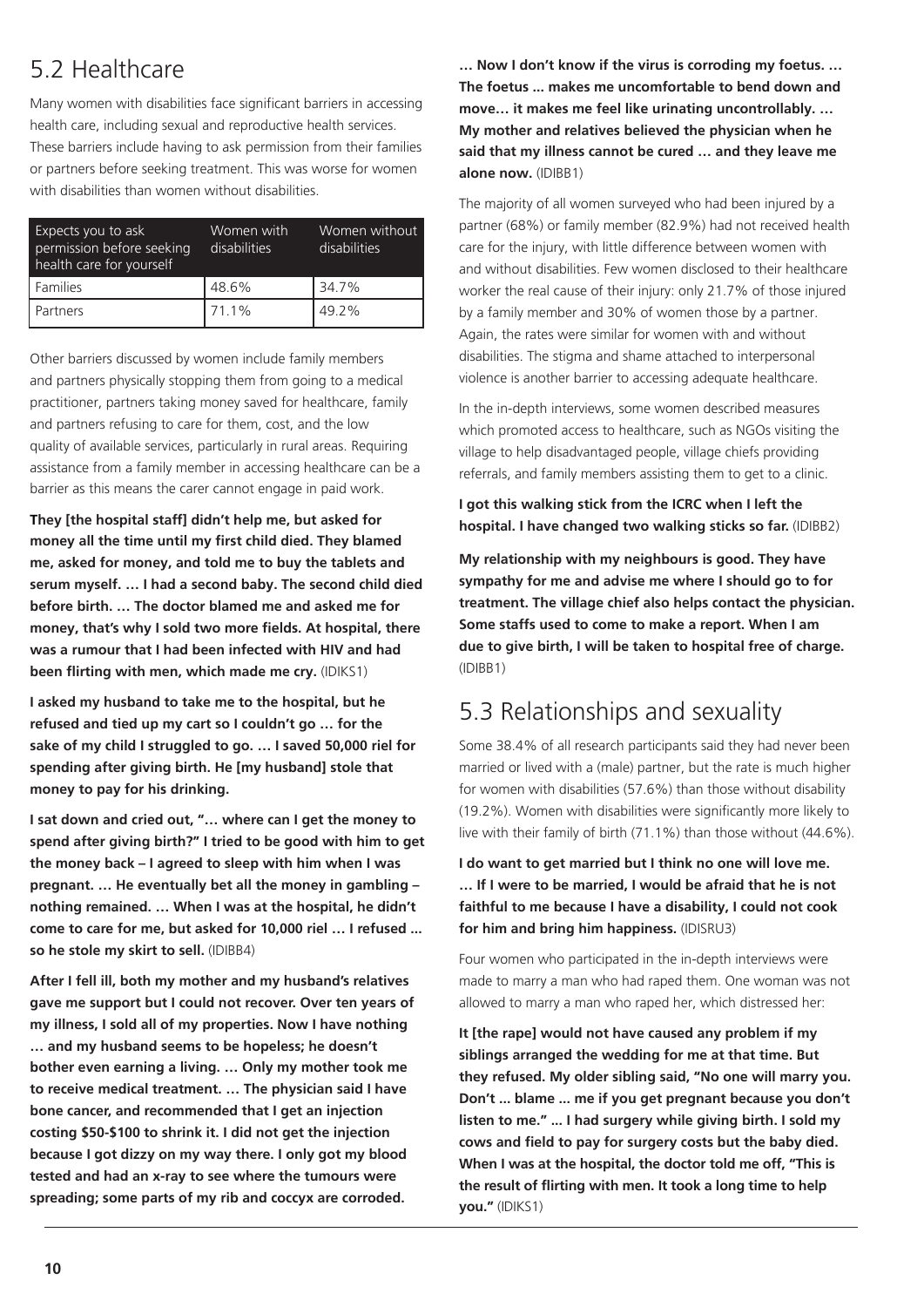## 5.2 Healthcare

Many women with disabilities face significant barriers in accessing health care, including sexual and reproductive health services. These barriers include having to ask permission from their families or partners before seeking treatment. This was worse for women with disabilities than women without disabilities.

| Expects you to ask permission before seeking health care for yourself | Women with disabilities | Women without disabilities |
|---|---|---|
| Families | 48.6% | 34.7% |
| Partners | 71.1% | 49.2% |

Other barriers discussed by women include family members and partners physically stopping them from going to a medical practitioner, partners taking money saved for healthcare, family and partners refusing to care for them, cost, and the low quality of available services, particularly in rural areas. Requiring assistance from a family member in accessing healthcare can be a barrier as this means the carer cannot engage in paid work.

**They [the hospital staff] didn't help me, but asked for money all the time until my first child died. They blamed me, asked for money, and told me to buy the tablets and serum myself. … I had a second baby. The second child died before birth. … The doctor blamed me and asked me for money, that's why I sold two more fields. At hospital, there was a rumour that I had been infected with HIV and had been flirting with men, which made me cry.** (IDIKS1)

**I asked my husband to take me to the hospital, but he refused and tied up my cart so I couldn't go … for the sake of my child I struggled to go. … I saved 50,000 riel for spending after giving birth. He [my husband] stole that money to pay for his drinking.**

**I sat down and cried out, "… where can I get the money to spend after giving birth?" I tried to be good with him to get the money back – I agreed to sleep with him when I was pregnant. … He eventually bet all the money in gambling – nothing remained. … When I was at the hospital, he didn't come to care for me, but asked for 10,000 riel … I refused ... so he stole my skirt to sell.** (IDIBB4)

**After I fell ill, both my mother and my husband's relatives gave me support but I could not recover. Over ten years of my illness, I sold all of my properties. Now I have nothing … and my husband seems to be hopeless; he doesn't bother even earning a living. … Only my mother took me to receive medical treatment. … The physician said I have bone cancer, and recommended that I get an injection costing $50-$100 to shrink it. I did not get the injection because I got dizzy on my way there. I only got my blood tested and had an x-ray to see where the tumours were spreading; some parts of my rib and coccyx are corroded.**

**… Now I don't know if the virus is corroding my foetus. … The foetus ... makes me uncomfortable to bend down and move… it makes me feel like urinating uncontrollably. … My mother and relatives believed the physician when he said that my illness cannot be cured … and they leave me alone now.** (IDIBB1)

The majority of all women surveyed who had been injured by a partner (68%) or family member (82.9%) had not received health care for the injury, with little difference between women with and without disabilities. Few women disclosed to their healthcare worker the real cause of their injury: only 21.7% of those injured by a family member and 30% of women those by a partner. Again, the rates were similar for women with and without disabilities. The stigma and shame attached to interpersonal violence is another barrier to accessing adequate healthcare.

In the in-depth interviews, some women described measures which promoted access to healthcare, such as NGOs visiting the village to help disadvantaged people, village chiefs providing referrals, and family members assisting them to get to a clinic.

**I got this walking stick from the ICRC when I left the hospital. I have changed two walking sticks so far.** (IDIBB2)

**My relationship with my neighbours is good. They have sympathy for me and advise me where I should go to for treatment. The village chief also helps contact the physician. Some staffs used to come to make a report. When I am due to give birth, I will be taken to hospital free of charge.** (IDIBB1)

## 5.3 Relationships and sexuality

Some 38.4% of all research participants said they had never been married or lived with a (male) partner, but the rate is much higher for women with disabilities (57.6%) than those without disability (19.2%). Women with disabilities were significantly more likely to live with their family of birth (71.1%) than those without (44.6%).

**I do want to get married but I think no one will love me. … If I were to be married, I would be afraid that he is not faithful to me because I have a disability, I could not cook for him and bring him happiness.** (IDISRU3)

Four women who participated in the in-depth interviews were made to marry a man who had raped them. One woman was not allowed to marry a man who raped her, which distressed her:

**It [the rape] would not have caused any problem if my siblings arranged the wedding for me at that time. But they refused. My older sibling said, "No one will marry you. Don't ... blame ... me if you get pregnant because you don't listen to me." ... I had surgery while giving birth. I sold my cows and field to pay for surgery costs but the baby died. When I was at the hospital, the doctor told me off, "This is the result of flirting with men. It took a long time to help you."** (IDIKS1)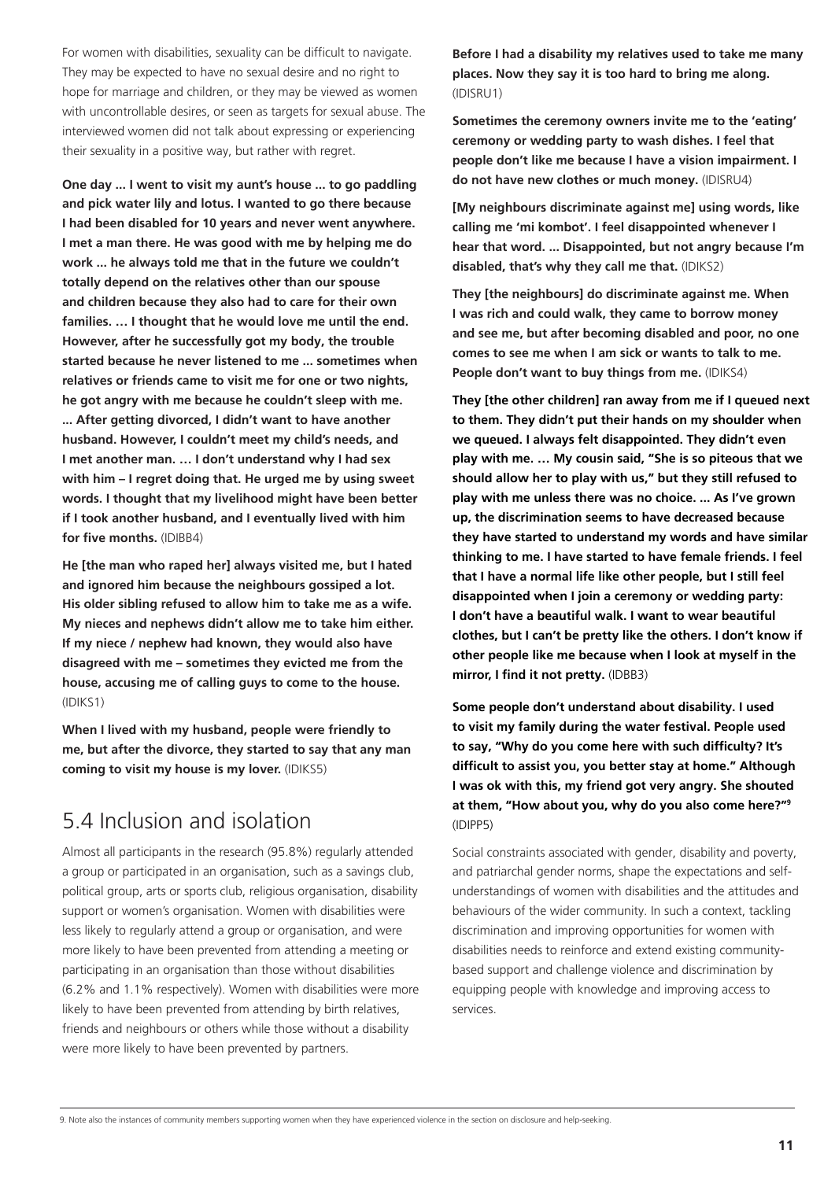For women with disabilities, sexuality can be difficult to navigate. They may be expected to have no sexual desire and no right to hope for marriage and children, or they may be viewed as women with uncontrollable desires, or seen as targets for sexual abuse. The interviewed women did not talk about expressing or experiencing their sexuality in a positive way, but rather with regret.

**One day ... I went to visit my aunt's house ... to go paddling and pick water lily and lotus. I wanted to go there because I had been disabled for 10 years and never went anywhere. I met a man there. He was good with me by helping me do work ... he always told me that in the future we couldn't totally depend on the relatives other than our spouse and children because they also had to care for their own families. … I thought that he would love me until the end. However, after he successfully got my body, the trouble started because he never listened to me ... sometimes when relatives or friends came to visit me for one or two nights, he got angry with me because he couldn't sleep with me. ... After getting divorced, I didn't want to have another husband. However, I couldn't meet my child's needs, and I met another man. … I don't understand why I had sex with him – I regret doing that. He urged me by using sweet words. I thought that my livelihood might have been better if I took another husband, and I eventually lived with him for five months.** (IDIBB4)

**He [the man who raped her] always visited me, but I hated and ignored him because the neighbours gossiped a lot. His older sibling refused to allow him to take me as a wife. My nieces and nephews didn't allow me to take him either. If my niece / nephew had known, they would also have disagreed with me – sometimes they evicted me from the house, accusing me of calling guys to come to the house.** (IDIKS1)

**When I lived with my husband, people were friendly to me, but after the divorce, they started to say that any man coming to visit my house is my lover.** (IDIKS5)

## 5.4 Inclusion and isolation

Almost all participants in the research (95.8%) regularly attended a group or participated in an organisation, such as a savings club, political group, arts or sports club, religious organisation, disability support or women's organisation. Women with disabilities were less likely to regularly attend a group or organisation, and were more likely to have been prevented from attending a meeting or participating in an organisation than those without disabilities (6.2% and 1.1% respectively). Women with disabilities were more likely to have been prevented from attending by birth relatives, friends and neighbours or others while those without a disability were more likely to have been prevented by partners.

**Before I had a disability my relatives used to take me many places. Now they say it is too hard to bring me along.** (IDISRU1)

**Sometimes the ceremony owners invite me to the 'eating' ceremony or wedding party to wash dishes. I feel that people don't like me because I have a vision impairment. I do not have new clothes or much money.** (IDISRU4)

**[My neighbours discriminate against me] using words, like calling me 'mi kombot'. I feel disappointed whenever I hear that word. ... Disappointed, but not angry because I'm disabled, that's why they call me that.** (IDIKS2)

**They [the neighbours] do discriminate against me. When I was rich and could walk, they came to borrow money and see me, but after becoming disabled and poor, no one comes to see me when I am sick or wants to talk to me. People don't want to buy things from me.** (IDIKS4)

**They [the other children] ran away from me if I queued next to them. They didn't put their hands on my shoulder when we queued. I always felt disappointed. They didn't even play with me. … My cousin said, "She is so piteous that we should allow her to play with us," but they still refused to play with me unless there was no choice. ... As I've grown up, the discrimination seems to have decreased because they have started to understand my words and have similar thinking to me. I have started to have female friends. I feel that I have a normal life like other people, but I still feel disappointed when I join a ceremony or wedding party: I don't have a beautiful walk. I want to wear beautiful clothes, but I can't be pretty like the others. I don't know if other people like me because when I look at myself in the mirror, I find it not pretty.** (IDBB3)

**Some people don't understand about disability. I used to visit my family during the water festival. People used to say, "Why do you come here with such difficulty? It's difficult to assist you, you better stay at home." Although I was ok with this, my friend got very angry. She shouted at them, "How about you, why do you also come here?"[9]** (IDIPP5)

Social constraints associated with gender, disability and poverty, and patriarchal gender norms, shape the expectations and self-understandings of women with disabilities and the attitudes and behaviours of the wider community. In such a context, tackling discrimination and improving opportunities for women with disabilities needs to reinforce and extend existing community-based support and challenge violence and discrimination by equipping people with knowledge and improving access to services.

9. Note also the instances of community members supporting women when they have experienced violence in the section on disclosure and help-seeking.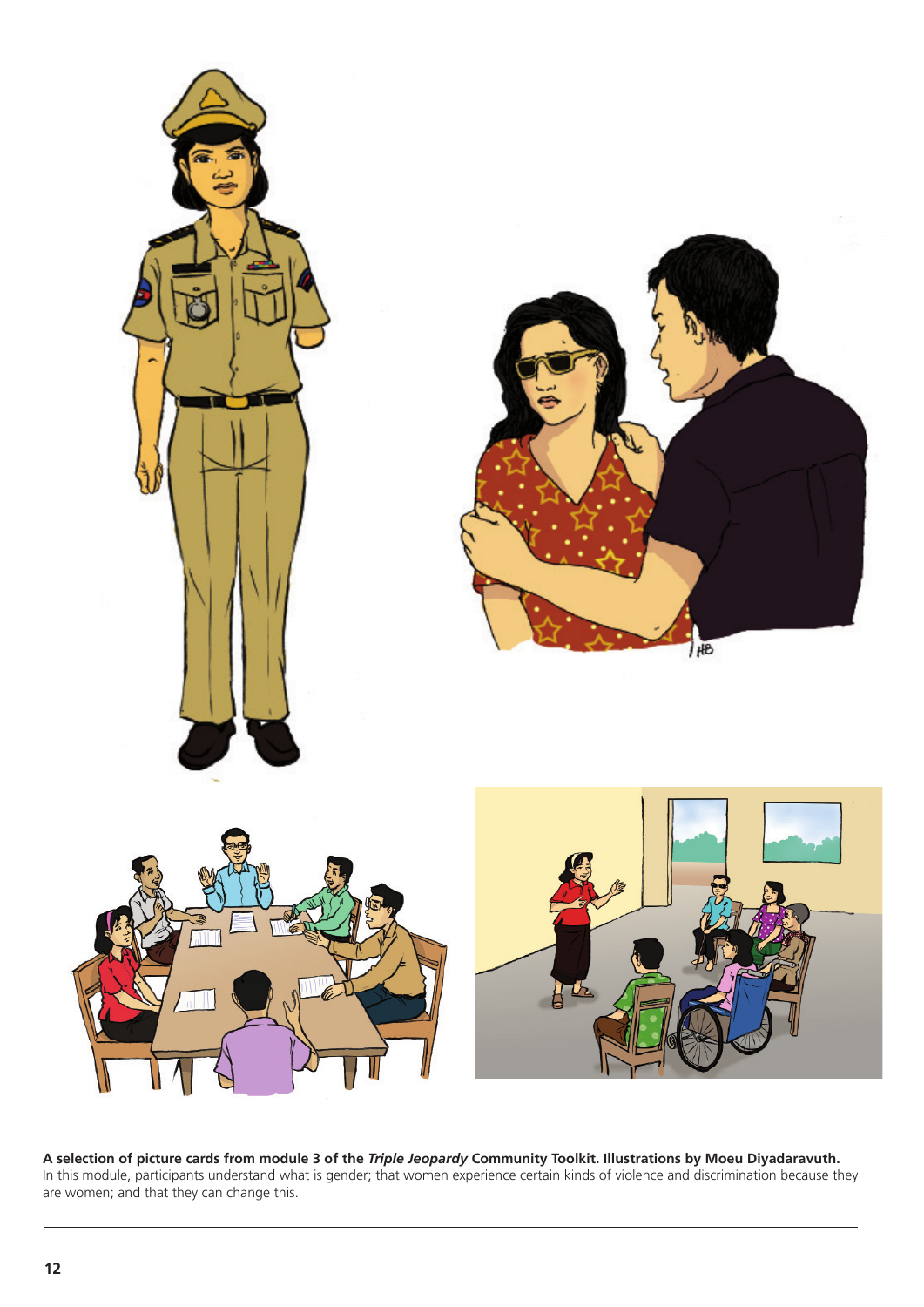**A selection of picture cards from module 3 of the *Triple Jeopardy* Community Toolkit. Illustrations by Moeu Diyadaravuth.**
In this module, participants understand what is gender; that women experience certain kinds of violence and discrimination because they are women; and that they can change this.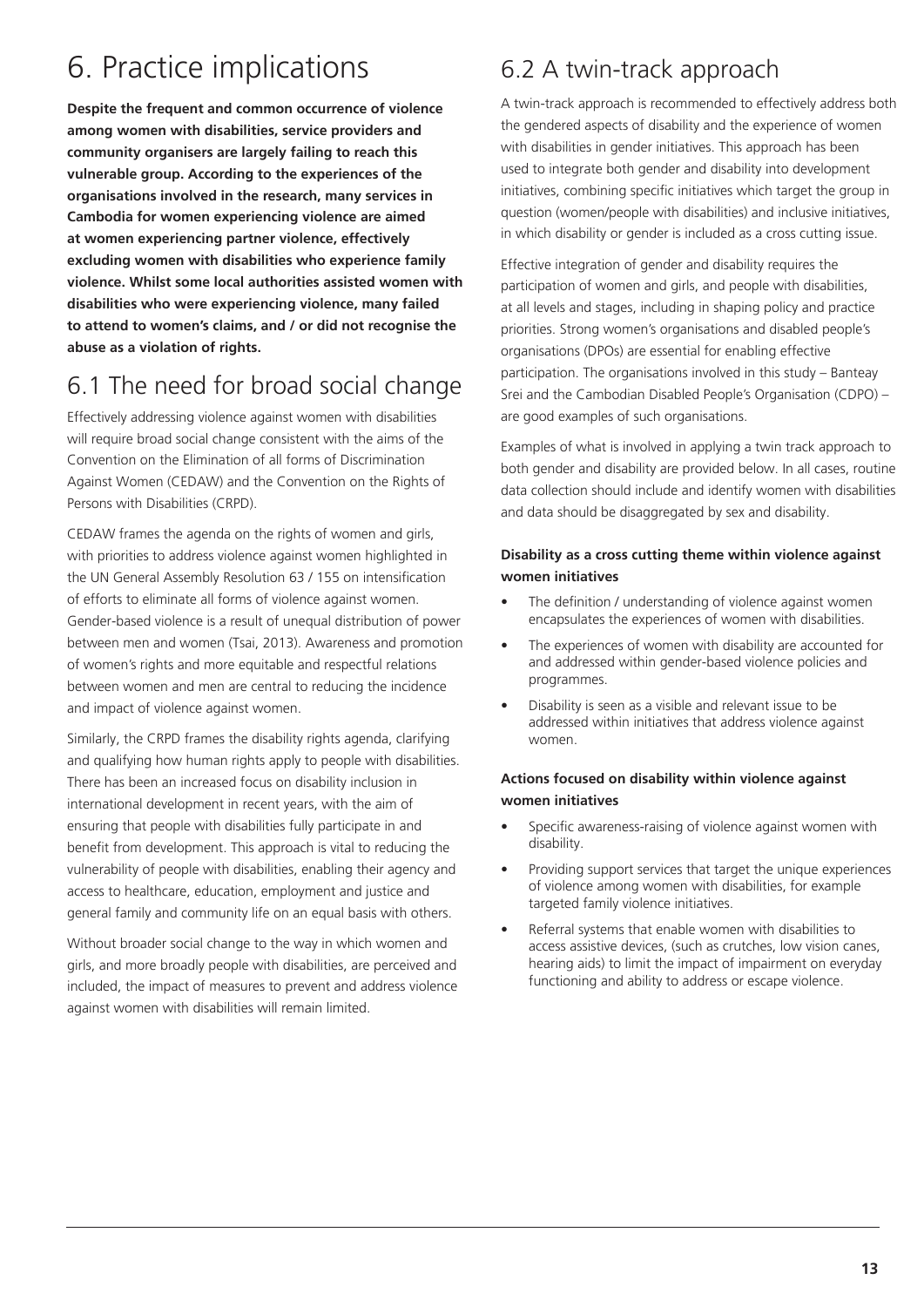# 6. Practice implications

**Despite the frequent and common occurrence of violence among women with disabilities, service providers and community organisers are largely failing to reach this vulnerable group. According to the experiences of the organisations involved in the research, many services in Cambodia for women experiencing violence are aimed at women experiencing partner violence, effectively excluding women with disabilities who experience family violence. Whilst some local authorities assisted women with disabilities who were experiencing violence, many failed to attend to women's claims, and / or did not recognise the abuse as a violation of rights.**

## 6.1 The need for broad social change

Effectively addressing violence against women with disabilities will require broad social change consistent with the aims of the Convention on the Elimination of all forms of Discrimination Against Women (CEDAW) and the Convention on the Rights of Persons with Disabilities (CRPD).

CEDAW frames the agenda on the rights of women and girls, with priorities to address violence against women highlighted in the UN General Assembly Resolution 63 / 155 on intensification of efforts to eliminate all forms of violence against women. Gender-based violence is a result of unequal distribution of power between men and women (Tsai, 2013). Awareness and promotion of women's rights and more equitable and respectful relations between women and men are central to reducing the incidence and impact of violence against women.

Similarly, the CRPD frames the disability rights agenda, clarifying and qualifying how human rights apply to people with disabilities. There has been an increased focus on disability inclusion in international development in recent years, with the aim of ensuring that people with disabilities fully participate in and benefit from development. This approach is vital to reducing the vulnerability of people with disabilities, enabling their agency and access to healthcare, education, employment and justice and general family and community life on an equal basis with others.

Without broader social change to the way in which women and girls, and more broadly people with disabilities, are perceived and included, the impact of measures to prevent and address violence against women with disabilities will remain limited.

## 6.2 A twin-track approach

A twin-track approach is recommended to effectively address both the gendered aspects of disability and the experience of women with disabilities in gender initiatives. This approach has been used to integrate both gender and disability into development initiatives, combining specific initiatives which target the group in question (women/people with disabilities) and inclusive initiatives, in which disability or gender is included as a cross cutting issue.

Effective integration of gender and disability requires the participation of women and girls, and people with disabilities, at all levels and stages, including in shaping policy and practice priorities. Strong women's organisations and disabled people's organisations (DPOs) are essential for enabling effective participation. The organisations involved in this study – Banteay Srei and the Cambodian Disabled People's Organisation (CDPO) – are good examples of such organisations.

Examples of what is involved in applying a twin track approach to both gender and disability are provided below. In all cases, routine data collection should include and identify women with disabilities and data should be disaggregated by sex and disability.

#### Disability as a cross cutting theme within violence against women initiatives

- The definition / understanding of violence against women encapsulates the experiences of women with disabilities.
- The experiences of women with disability are accounted for and addressed within gender-based violence policies and programmes.
- Disability is seen as a visible and relevant issue to be addressed within initiatives that address violence against women.

#### Actions focused on disability within violence against women initiatives

- Specific awareness-raising of violence against women with disability.
- Providing support services that target the unique experiences of violence among women with disabilities, for example targeted family violence initiatives.
- Referral systems that enable women with disabilities to access assistive devices, (such as crutches, low vision canes, hearing aids) to limit the impact of impairment on everyday functioning and ability to address or escape violence.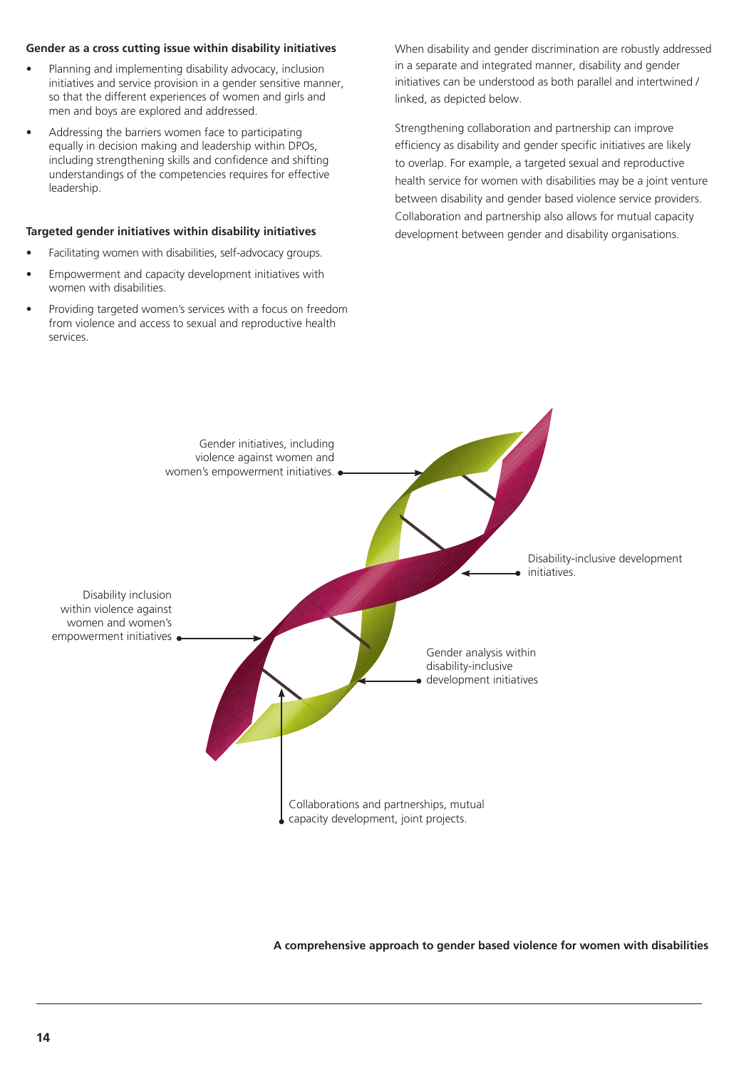**Gender as a cross cutting issue within disability initiatives**

- Planning and implementing disability advocacy, inclusion initiatives and service provision in a gender sensitive manner, so that the different experiences of women and girls and men and boys are explored and addressed.
- Addressing the barriers women face to participating equally in decision making and leadership within DPOs, including strengthening skills and confidence and shifting understandings of the competencies requires for effective leadership.

**Targeted gender initiatives within disability initiatives**

- Facilitating women with disabilities, self-advocacy groups.
- Empowerment and capacity development initiatives with women with disabilities.
- Providing targeted women's services with a focus on freedom from violence and access to sexual and reproductive health services.

When disability and gender discrimination are robustly addressed in a separate and integrated manner, disability and gender initiatives can be understood as both parallel and intertwined / linked, as depicted below.

Strengthening collaboration and partnership can improve efficiency as disability and gender specific initiatives are likely to overlap. For example, a targeted sexual and reproductive health service for women with disabilities may be a joint venture between disability and gender based violence service providers. Collaboration and partnership also allows for mutual capacity development between gender and disability organisations.

Gender initiatives, including violence against women and women's empowerment initiatives.

Disability-inclusive development initiatives.

Disability inclusion within violence against women and women's empowerment initiatives

Gender analysis within disability-inclusive development initiatives

Collaborations and partnerships, mutual capacity development, joint projects.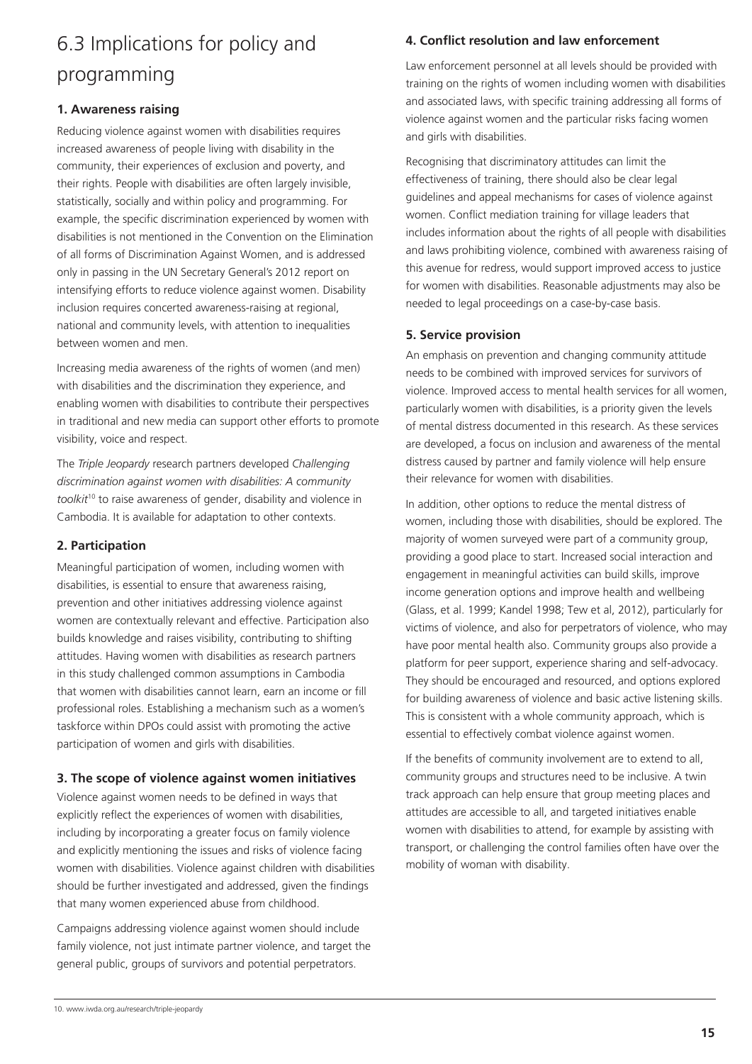## 6.3 Implications for policy and programming

### 1. Awareness raising

Reducing violence against women with disabilities requires increased awareness of people living with disability in the community, their experiences of exclusion and poverty, and their rights. People with disabilities are often largely invisible, statistically, socially and within policy and programming. For example, the specific discrimination experienced by women with disabilities is not mentioned in the Convention on the Elimination of all forms of Discrimination Against Women, and is addressed only in passing in the UN Secretary General's 2012 report on intensifying efforts to reduce violence against women. Disability inclusion requires concerted awareness-raising at regional, national and community levels, with attention to inequalities between women and men.

Increasing media awareness of the rights of women (and men) with disabilities and the discrimination they experience, and enabling women with disabilities to contribute their perspectives in traditional and new media can support other efforts to promote visibility, voice and respect.

The *Triple Jeopardy* research partners developed *Challenging discrimination against women with disabilities: A community toolkit*[10] to raise awareness of gender, disability and violence in Cambodia. It is available for adaptation to other contexts.

### 2. Participation

Meaningful participation of women, including women with disabilities, is essential to ensure that awareness raising, prevention and other initiatives addressing violence against women are contextually relevant and effective. Participation also builds knowledge and raises visibility, contributing to shifting attitudes. Having women with disabilities as research partners in this study challenged common assumptions in Cambodia that women with disabilities cannot learn, earn an income or fill professional roles. Establishing a mechanism such as a women's taskforce within DPOs could assist with promoting the active participation of women and girls with disabilities.

### 3. The scope of violence against women initiatives

Violence against women needs to be defined in ways that explicitly reflect the experiences of women with disabilities, including by incorporating a greater focus on family violence and explicitly mentioning the issues and risks of violence facing women with disabilities. Violence against children with disabilities should be further investigated and addressed, given the findings that many women experienced abuse from childhood.

Campaigns addressing violence against women should include family violence, not just intimate partner violence, and target the general public, groups of survivors and potential perpetrators.

### 4. Conflict resolution and law enforcement

Law enforcement personnel at all levels should be provided with training on the rights of women including women with disabilities and associated laws, with specific training addressing all forms of violence against women and the particular risks facing women and girls with disabilities.

Recognising that discriminatory attitudes can limit the effectiveness of training, there should also be clear legal guidelines and appeal mechanisms for cases of violence against women. Conflict mediation training for village leaders that includes information about the rights of all people with disabilities and laws prohibiting violence, combined with awareness raising of this avenue for redress, would support improved access to justice for women with disabilities. Reasonable adjustments may also be needed to legal proceedings on a case-by-case basis.

### 5. Service provision

An emphasis on prevention and changing community attitude needs to be combined with improved services for survivors of violence. Improved access to mental health services for all women, particularly women with disabilities, is a priority given the levels of mental distress documented in this research. As these services are developed, a focus on inclusion and awareness of the mental distress caused by partner and family violence will help ensure their relevance for women with disabilities.

In addition, other options to reduce the mental distress of women, including those with disabilities, should be explored. The majority of women surveyed were part of a community group, providing a good place to start. Increased social interaction and engagement in meaningful activities can build skills, improve income generation options and improve health and wellbeing (Glass, et al. 1999; Kandel 1998; Tew et al, 2012), particularly for victims of violence, and also for perpetrators of violence, who may have poor mental health also. Community groups also provide a platform for peer support, experience sharing and self-advocacy. They should be encouraged and resourced, and options explored for building awareness of violence and basic active listening skills. This is consistent with a whole community approach, which is essential to effectively combat violence against women.

If the benefits of community involvement are to extend to all, community groups and structures need to be inclusive. A twin track approach can help ensure that group meeting places and attitudes are accessible to all, and targeted initiatives enable women with disabilities to attend, for example by assisting with transport, or challenging the control families often have over the mobility of woman with disability.

10. www.iwda.org.au/research/triple-jeopardy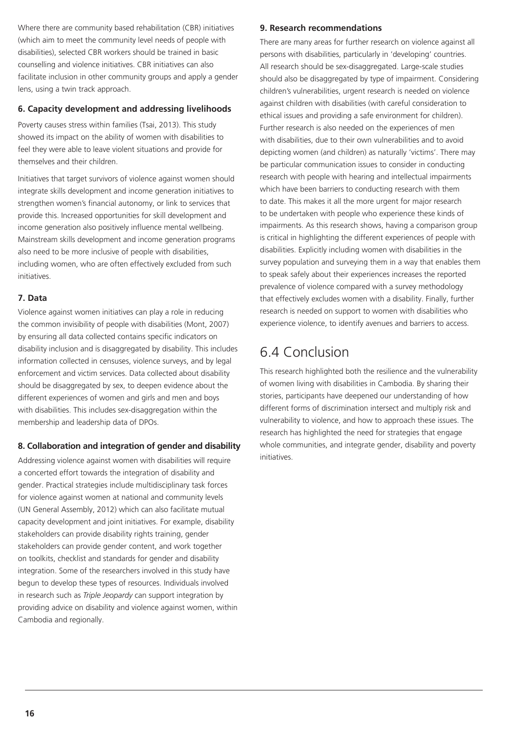Where there are community based rehabilitation (CBR) initiatives (which aim to meet the community level needs of people with disabilities), selected CBR workers should be trained in basic counselling and violence initiatives. CBR initiatives can also facilitate inclusion in other community groups and apply a gender lens, using a twin track approach.

### 6. Capacity development and addressing livelihoods

Poverty causes stress within families (Tsai, 2013). This study showed its impact on the ability of women with disabilities to feel they were able to leave violent situations and provide for themselves and their children.

Initiatives that target survivors of violence against women should integrate skills development and income generation initiatives to strengthen women's financial autonomy, or link to services that provide this. Increased opportunities for skill development and income generation also positively influence mental wellbeing. Mainstream skills development and income generation programs also need to be more inclusive of people with disabilities, including women, who are often effectively excluded from such initiatives.

### 7. Data

Violence against women initiatives can play a role in reducing the common invisibility of people with disabilities (Mont, 2007) by ensuring all data collected contains specific indicators on disability inclusion and is disaggregated by disability. This includes information collected in censuses, violence surveys, and by legal enforcement and victim services. Data collected about disability should be disaggregated by sex, to deepen evidence about the different experiences of women and girls and men and boys with disabilities. This includes sex-disaggregation within the membership and leadership data of DPOs.

### 8. Collaboration and integration of gender and disability

Addressing violence against women with disabilities will require a concerted effort towards the integration of disability and gender. Practical strategies include multidisciplinary task forces for violence against women at national and community levels (UN General Assembly, 2012) which can also facilitate mutual capacity development and joint initiatives. For example, disability stakeholders can provide disability rights training, gender stakeholders can provide gender content, and work together on toolkits, checklist and standards for gender and disability integration. Some of the researchers involved in this study have begun to develop these types of resources. Individuals involved in research such as *Triple Jeopardy* can support integration by providing advice on disability and violence against women, within Cambodia and regionally.

### 9. Research recommendations

There are many areas for further research on violence against all persons with disabilities, particularly in 'developing' countries. All research should be sex-disaggregated. Large-scale studies should also be disaggregated by type of impairment. Considering children's vulnerabilities, urgent research is needed on violence against children with disabilities (with careful consideration to ethical issues and providing a safe environment for children). Further research is also needed on the experiences of men with disabilities, due to their own vulnerabilities and to avoid depicting women (and children) as naturally 'victims'. There may be particular communication issues to consider in conducting research with people with hearing and intellectual impairments which have been barriers to conducting research with them to date. This makes it all the more urgent for major research to be undertaken with people who experience these kinds of impairments. As this research shows, having a comparison group is critical in highlighting the different experiences of people with disabilities. Explicitly including women with disabilities in the survey population and surveying them in a way that enables them to speak safely about their experiences increases the reported prevalence of violence compared with a survey methodology that effectively excludes women with a disability. Finally, further research is needed on support to women with disabilities who experience violence, to identify avenues and barriers to access.

## 6.4 Conclusion

This research highlighted both the resilience and the vulnerability of women living with disabilities in Cambodia. By sharing their stories, participants have deepened our understanding of how different forms of discrimination intersect and multiply risk and vulnerability to violence, and how to approach these issues. The research has highlighted the need for strategies that engage whole communities, and integrate gender, disability and poverty initiatives.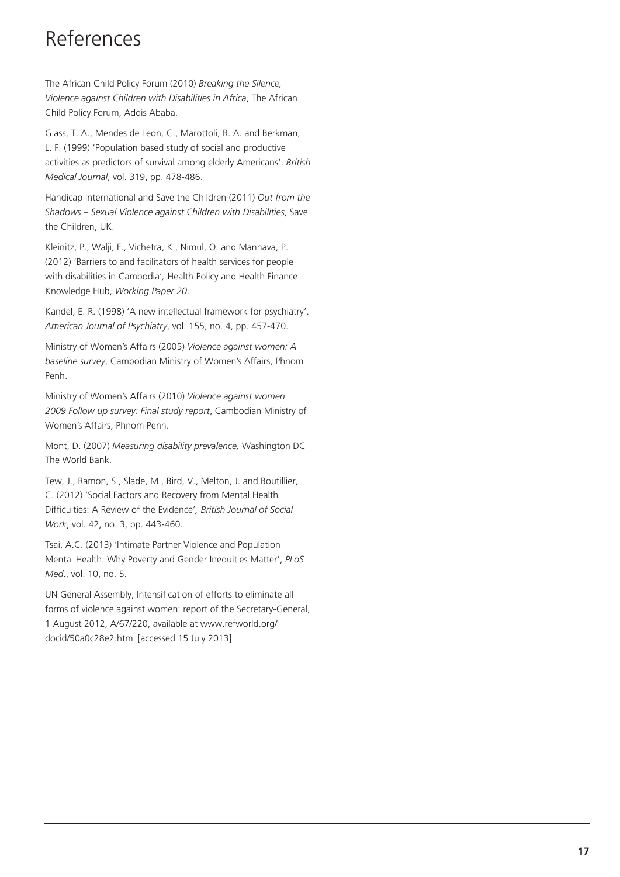# References

The African Child Policy Forum (2010) *Breaking the Silence, Violence against Children with Disabilities in Africa*, The African Child Policy Forum, Addis Ababa.

Glass, T. A., Mendes de Leon, C., Marottoli, R. A. and Berkman, L. F. (1999) 'Population based study of social and productive activities as predictors of survival among elderly Americans'. *British Medical Journal*, vol. 319, pp. 478-486.

Handicap International and Save the Children (2011) *Out from the Shadows – Sexual Violence against Children with Disabilities*, Save the Children, UK.

Kleinitz, P., Walji, F., Vichetra, K., Nimul, O. and Mannava, P. (2012) 'Barriers to and facilitators of health services for people with disabilities in Cambodia', Health Policy and Health Finance Knowledge Hub, *Working Paper 20*.

Kandel, E. R. (1998) 'A new intellectual framework for psychiatry'. *American Journal of Psychiatry*, vol. 155, no. 4, pp. 457-470.

Ministry of Women's Affairs (2005) *Violence against women: A baseline survey*, Cambodian Ministry of Women's Affairs, Phnom Penh.

Ministry of Women's Affairs (2010) *Violence against women 2009 Follow up survey: Final study report*, Cambodian Ministry of Women's Affairs, Phnom Penh.

Mont, D. (2007) *Measuring disability prevalence,* Washington DC The World Bank.

Tew, J., Ramon, S., Slade, M., Bird, V., Melton, J. and Boutillier, C. (2012) 'Social Factors and Recovery from Mental Health Difficulties: A Review of the Evidence', *British Journal of Social Work*, vol. 42, no. 3, pp. 443-460.

Tsai, A.C. (2013) 'Intimate Partner Violence and Population Mental Health: Why Poverty and Gender Inequities Matter', *PLoS Med*., vol. 10, no. 5.

UN General Assembly, Intensification of efforts to eliminate all forms of violence against women: report of the Secretary-General, 1 August 2012, A/67/220, available at www.refworld.org/docid/50a0c28e2.html [accessed 15 July 2013]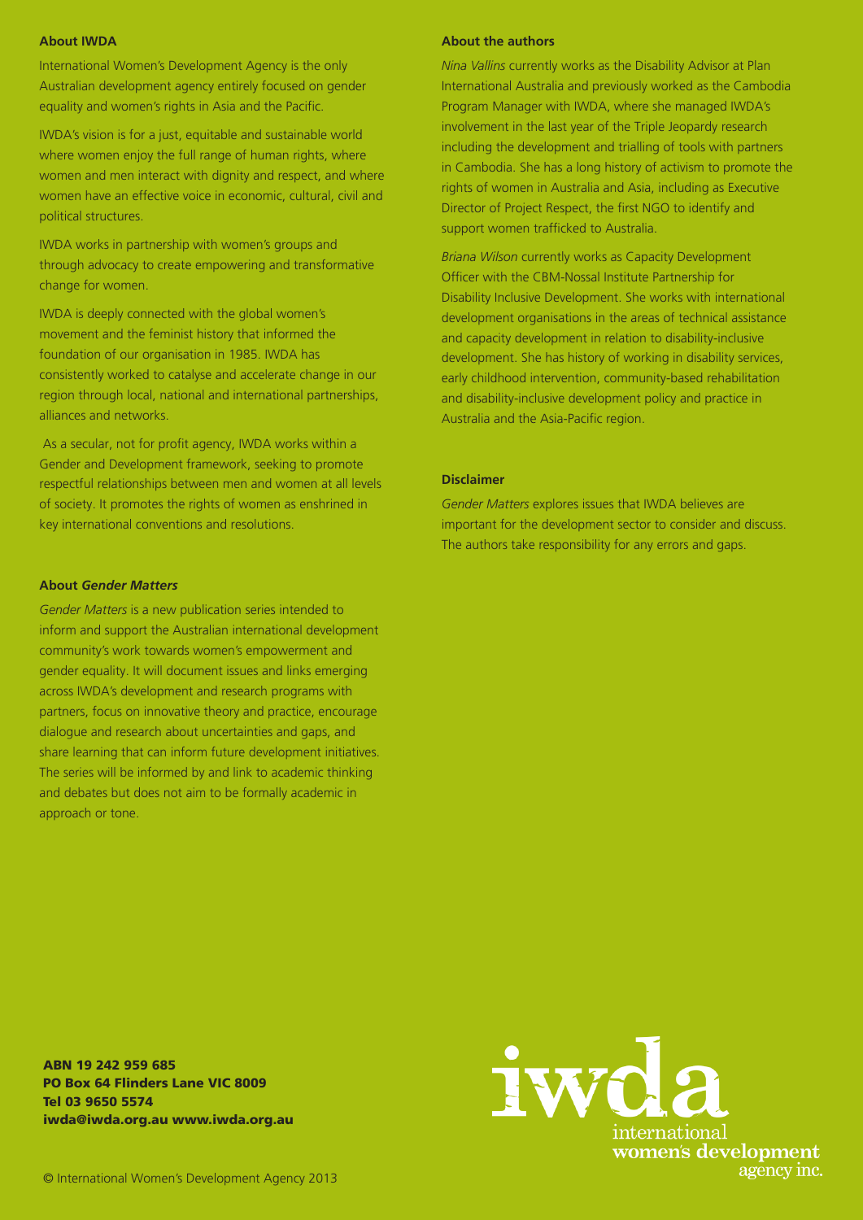**About IWDA**

International Women's Development Agency is the only Australian development agency entirely focused on gender equality and women's rights in Asia and the Pacific.

IWDA's vision is for a just, equitable and sustainable world where women enjoy the full range of human rights, where women and men interact with dignity and respect, and where women have an effective voice in economic, cultural, civil and political structures.

IWDA works in partnership with women's groups and through advocacy to create empowering and transformative change for women.

IWDA is deeply connected with the global women's movement and the feminist history that informed the foundation of our organisation in 1985. IWDA has consistently worked to catalyse and accelerate change in our region through local, national and international partnerships, alliances and networks.

As a secular, not for profit agency, IWDA works within a Gender and Development framework, seeking to promote respectful relationships between men and women at all levels of society. It promotes the rights of women as enshrined in key international conventions and resolutions.

**About *Gender Matters***

*Gender Matters* is a new publication series intended to inform and support the Australian international development community's work towards women's empowerment and gender equality. It will document issues and links emerging across IWDA's development and research programs with partners, focus on innovative theory and practice, encourage dialogue and research about uncertainties and gaps, and share learning that can inform future development initiatives. The series will be informed by and link to academic thinking and debates but does not aim to be formally academic in approach or tone.

**About the authors**

*Nina Vallins* currently works as the Disability Advisor at Plan International Australia and previously worked as the Cambodia Program Manager with IWDA, where she managed IWDA's involvement in the last year of the Triple Jeopardy research including the development and trialling of tools with partners in Cambodia. She has a long history of activism to promote the rights of women in Australia and Asia, including as Executive Director of Project Respect, the first NGO to identify and support women trafficked to Australia.

*Briana Wilson* currently works as Capacity Development Officer with the CBM-Nossal Institute Partnership for Disability Inclusive Development. She works with international development organisations in the areas of technical assistance and capacity development in relation to disability-inclusive development. She has history of working in disability services, early childhood intervention, community-based rehabilitation and disability-inclusive development policy and practice in Australia and the Asia-Pacific region.

**Disclaimer**

*Gender Matters* explores issues that IWDA believes are important for the development sector to consider and discuss. The authors take responsibility for any errors and gaps.

**ABN 19 242 959 685**
**PO Box 64 Flinders Lane VIC 8009**
**Tel 03 9650 5574**
**iwda@iwda.org.au www.iwda.org.au**

iwda international **women's development** agency inc.

© International Women's Development Agency 2013